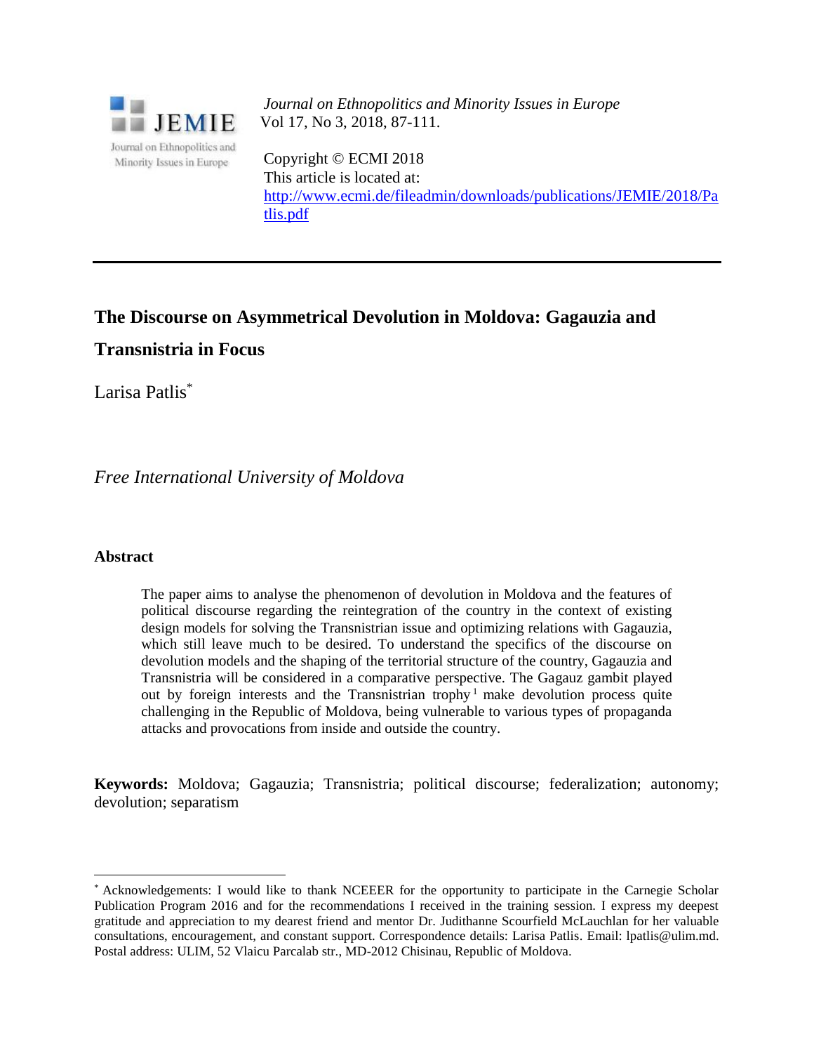*Journal on Ethnopolitics and Minority Issues in Europe*
Vol 17, No 3, 2018, 87-111.

Copyright © ECMI 2018
This article is located at:
[http://www.ecmi.de/fileadmin/downloads/publications/JEMIE/2018/Patlis.pdf](http://www.ecmi.de/fileadmin/downloads/publications/JEMIE/2018/Patlis.pdf)

---

# The Discourse on Asymmetrical Devolution in Moldova: Gagauzia and Transnistria in Focus

Larisa Patlis[*]

*Free International University of Moldova*

## Abstract

The paper aims to analyse the phenomenon of devolution in Moldova and the features of political discourse regarding the reintegration of the country in the context of existing design models for solving the Transnistrian issue and optimizing relations with Gagauzia, which still leave much to be desired. To understand the specifics of the discourse on devolution models and the shaping of the territorial structure of the country, Gagauzia and Transnistria will be considered in a comparative perspective. The Gagauz gambit played out by foreign interests and the Transnistrian trophy[1] make devolution process quite challenging in the Republic of Moldova, being vulnerable to various types of propaganda attacks and provocations from inside and outside the country.

**Keywords:** Moldova; Gagauzia; Transnistria; political discourse; federalization; autonomy; devolution; separatism

---

[*] Acknowledgements: I would like to thank NCEEER for the opportunity to participate in the Carnegie Scholar Publication Program 2016 and for the recommendations I received in the training session. I express my deepest gratitude and appreciation to my dearest friend and mentor Dr. Judithanne Scourfield McLauchlan for her valuable consultations, encouragement, and constant support. Correspondence details: Larisa Patlis. Email: lpatlis@ulim.md. Postal address: ULIM, 52 Vlaicu Parcalab str., MD-2012 Chisinau, Republic of Moldova.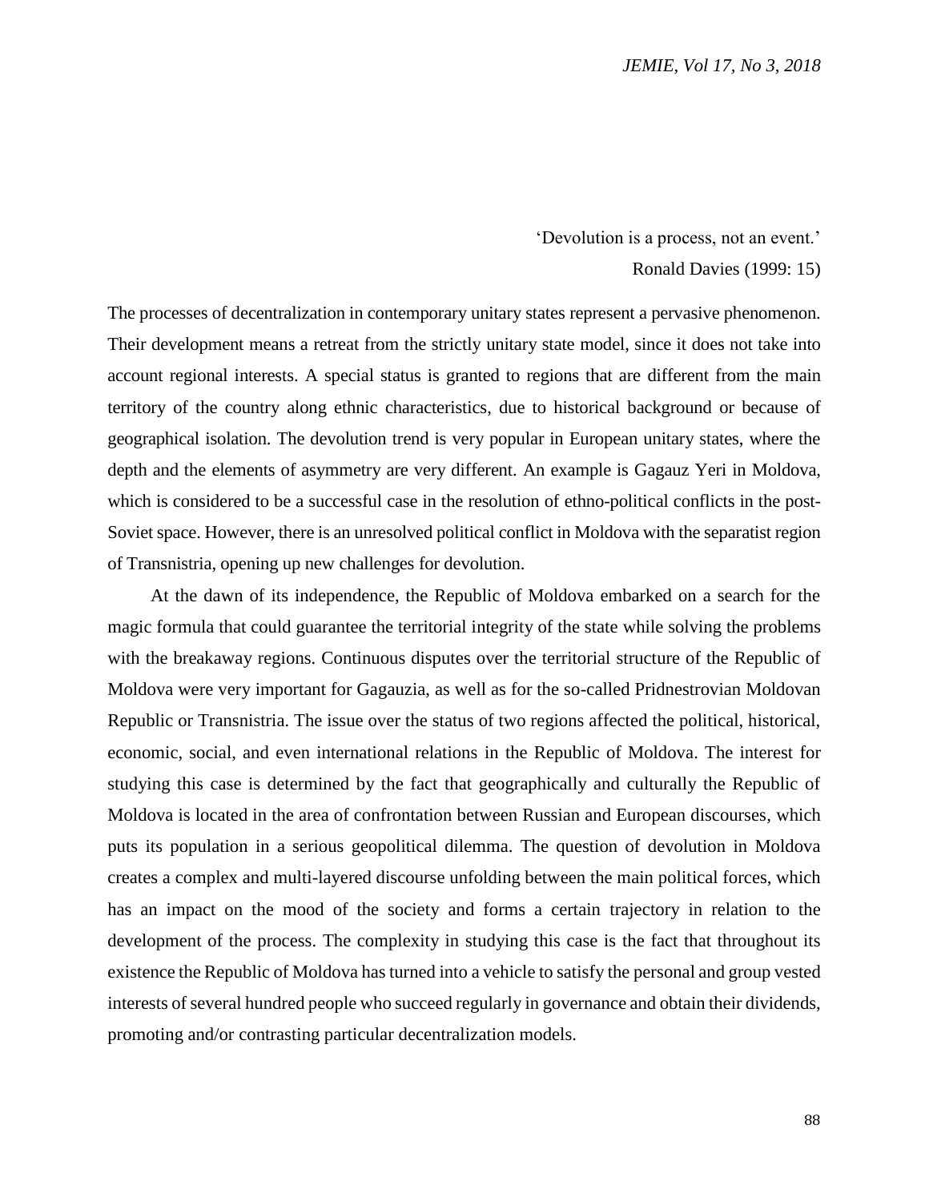'Devolution is a process, not an event.'

Ronald Davies (1999: 15)

The processes of decentralization in contemporary unitary states represent a pervasive phenomenon. Their development means a retreat from the strictly unitary state model, since it does not take into account regional interests. A special status is granted to regions that are different from the main territory of the country along ethnic characteristics, due to historical background or because of geographical isolation. The devolution trend is very popular in European unitary states, where the depth and the elements of asymmetry are very different. An example is Gagauz Yeri in Moldova, which is considered to be a successful case in the resolution of ethno-political conflicts in the post-Soviet space. However, there is an unresolved political conflict in Moldova with the separatist region of Transnistria, opening up new challenges for devolution.

At the dawn of its independence, the Republic of Moldova embarked on a search for the magic formula that could guarantee the territorial integrity of the state while solving the problems with the breakaway regions. Continuous disputes over the territorial structure of the Republic of Moldova were very important for Gagauzia, as well as for the so-called Pridnestrovian Moldovan Republic or Transnistria. The issue over the status of two regions affected the political, historical, economic, social, and even international relations in the Republic of Moldova. The interest for studying this case is determined by the fact that geographically and culturally the Republic of Moldova is located in the area of confrontation between Russian and European discourses, which puts its population in a serious geopolitical dilemma. The question of devolution in Moldova creates a complex and multi-layered discourse unfolding between the main political forces, which has an impact on the mood of the society and forms a certain trajectory in relation to the development of the process. The complexity in studying this case is the fact that throughout its existence the Republic of Moldova has turned into a vehicle to satisfy the personal and group vested interests of several hundred people who succeed regularly in governance and obtain their dividends, promoting and/or contrasting particular decentralization models.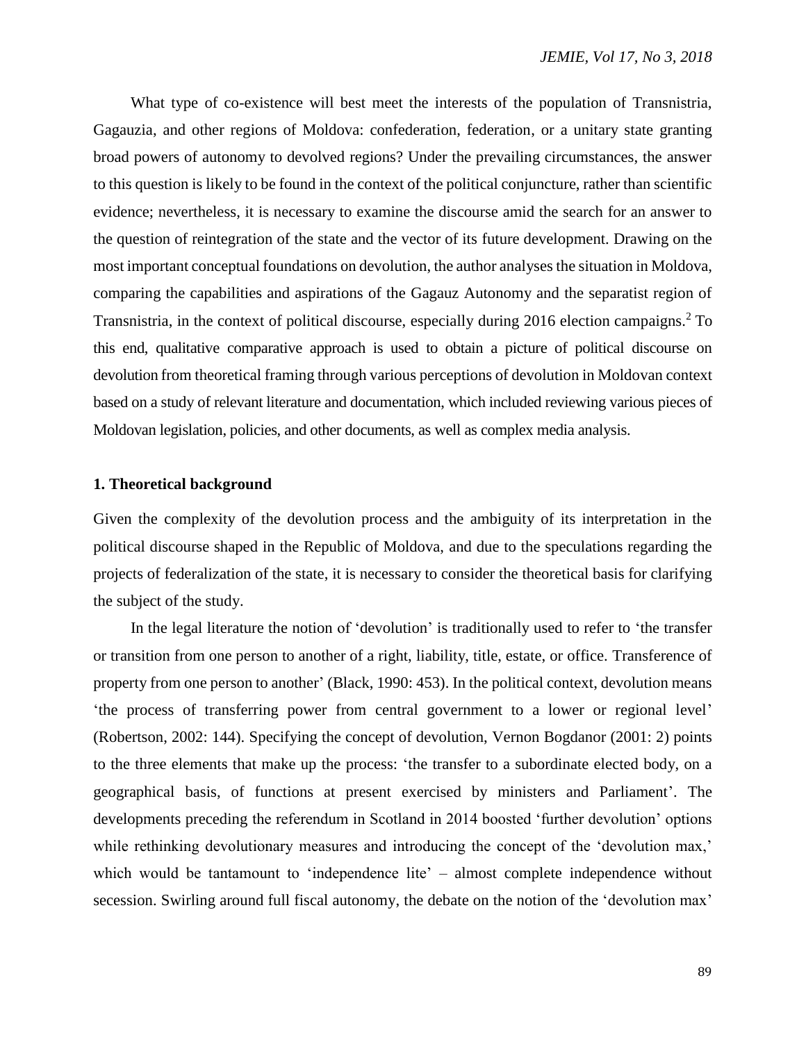What type of co-existence will best meet the interests of the population of Transnistria, Gagauzia, and other regions of Moldova: confederation, federation, or a unitary state granting broad powers of autonomy to devolved regions? Under the prevailing circumstances, the answer to this question is likely to be found in the context of the political conjuncture, rather than scientific evidence; nevertheless, it is necessary to examine the discourse amid the search for an answer to the question of reintegration of the state and the vector of its future development. Drawing on the most important conceptual foundations on devolution, the author analyses the situation in Moldova, comparing the capabilities and aspirations of the Gagauz Autonomy and the separatist region of Transnistria, in the context of political discourse, especially during 2016 election campaigns.[2] To this end, qualitative comparative approach is used to obtain a picture of political discourse on devolution from theoretical framing through various perceptions of devolution in Moldovan context based on a study of relevant literature and documentation, which included reviewing various pieces of Moldovan legislation, policies, and other documents, as well as complex media analysis.

## 1. Theoretical background

Given the complexity of the devolution process and the ambiguity of its interpretation in the political discourse shaped in the Republic of Moldova, and due to the speculations regarding the projects of federalization of the state, it is necessary to consider the theoretical basis for clarifying the subject of the study.

In the legal literature the notion of 'devolution' is traditionally used to refer to 'the transfer or transition from one person to another of a right, liability, title, estate, or office. Transference of property from one person to another' (Black, 1990: 453). In the political context, devolution means 'the process of transferring power from central government to a lower or regional level' (Robertson, 2002: 144). Specifying the concept of devolution, Vernon Bogdanor (2001: 2) points to the three elements that make up the process: 'the transfer to a subordinate elected body, on a geographical basis, of functions at present exercised by ministers and Parliament'. The developments preceding the referendum in Scotland in 2014 boosted 'further devolution' options while rethinking devolutionary measures and introducing the concept of the 'devolution max,' which would be tantamount to 'independence lite' – almost complete independence without secession. Swirling around full fiscal autonomy, the debate on the notion of the 'devolution max'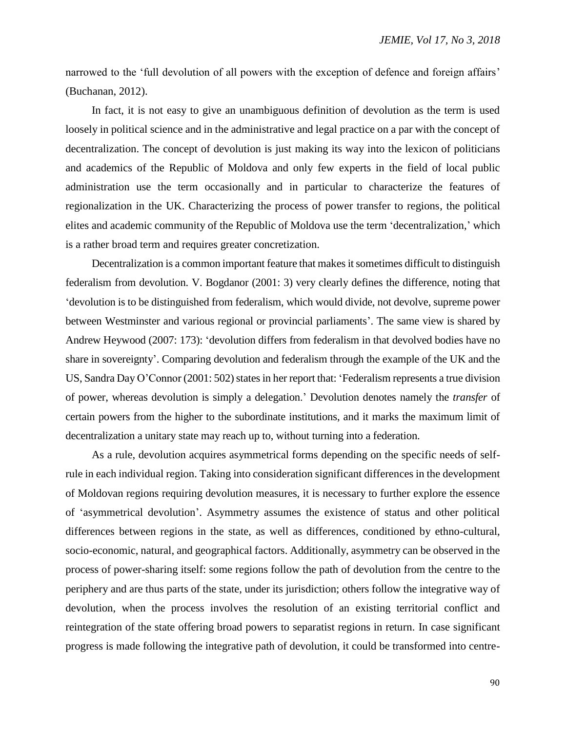narrowed to the 'full devolution of all powers with the exception of defence and foreign affairs' (Buchanan, 2012).

In fact, it is not easy to give an unambiguous definition of devolution as the term is used loosely in political science and in the administrative and legal practice on a par with the concept of decentralization. The concept of devolution is just making its way into the lexicon of politicians and academics of the Republic of Moldova and only few experts in the field of local public administration use the term occasionally and in particular to characterize the features of regionalization in the UK. Characterizing the process of power transfer to regions, the political elites and academic community of the Republic of Moldova use the term 'decentralization,' which is a rather broad term and requires greater concretization.

Decentralization is a common important feature that makes it sometimes difficult to distinguish federalism from devolution. V. Bogdanor (2001: 3) very clearly defines the difference, noting that 'devolution is to be distinguished from federalism, which would divide, not devolve, supreme power between Westminster and various regional or provincial parliaments'. The same view is shared by Andrew Heywood (2007: 173): 'devolution differs from federalism in that devolved bodies have no share in sovereignty'. Comparing devolution and federalism through the example of the UK and the US, Sandra Day O'Connor (2001: 502) states in her report that: 'Federalism represents a true division of power, whereas devolution is simply a delegation.' Devolution denotes namely the *transfer* of certain powers from the higher to the subordinate institutions, and it marks the maximum limit of decentralization a unitary state may reach up to, without turning into a federation.

As a rule, devolution acquires asymmetrical forms depending on the specific needs of self-rule in each individual region. Taking into consideration significant differences in the development of Moldovan regions requiring devolution measures, it is necessary to further explore the essence of 'asymmetrical devolution'. Asymmetry assumes the existence of status and other political differences between regions in the state, as well as differences, conditioned by ethno-cultural, socio-economic, natural, and geographical factors. Additionally, asymmetry can be observed in the process of power-sharing itself: some regions follow the path of devolution from the centre to the periphery and are thus parts of the state, under its jurisdiction; others follow the integrative way of devolution, when the process involves the resolution of an existing territorial conflict and reintegration of the state offering broad powers to separatist regions in return. In case significant progress is made following the integrative path of devolution, it could be transformed into centre-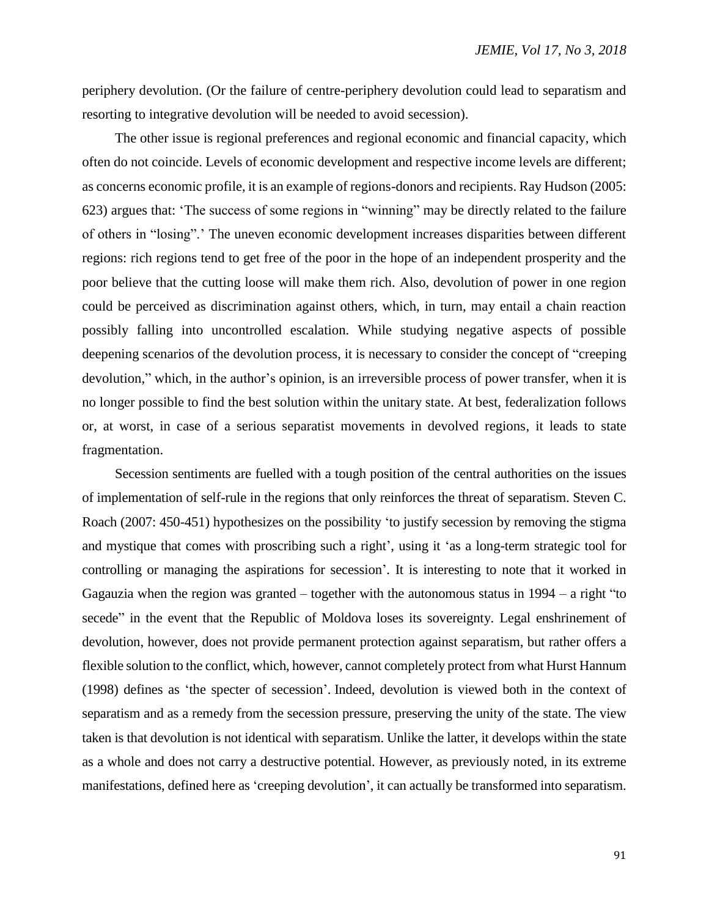periphery devolution. (Or the failure of centre-periphery devolution could lead to separatism and resorting to integrative devolution will be needed to avoid secession).

The other issue is regional preferences and regional economic and financial capacity, which often do not coincide. Levels of economic development and respective income levels are different; as concerns economic profile, it is an example of regions-donors and recipients. Ray Hudson (2005: 623) argues that: 'The success of some regions in "winning" may be directly related to the failure of others in "losing".' The uneven economic development increases disparities between different regions: rich regions tend to get free of the poor in the hope of an independent prosperity and the poor believe that the cutting loose will make them rich. Also, devolution of power in one region could be perceived as discrimination against others, which, in turn, may entail a chain reaction possibly falling into uncontrolled escalation. While studying negative aspects of possible deepening scenarios of the devolution process, it is necessary to consider the concept of "creeping devolution," which, in the author's opinion, is an irreversible process of power transfer, when it is no longer possible to find the best solution within the unitary state. At best, federalization follows or, at worst, in case of a serious separatist movements in devolved regions, it leads to state fragmentation.

Secession sentiments are fuelled with a tough position of the central authorities on the issues of implementation of self-rule in the regions that only reinforces the threat of separatism. Steven C. Roach (2007: 450-451) hypothesizes on the possibility 'to justify secession by removing the stigma and mystique that comes with proscribing such a right', using it 'as a long-term strategic tool for controlling or managing the aspirations for secession'. It is interesting to note that it worked in Gagauzia when the region was granted – together with the autonomous status in 1994 – a right "to secede" in the event that the Republic of Moldova loses its sovereignty. Legal enshrinement of devolution, however, does not provide permanent protection against separatism, but rather offers a flexible solution to the conflict, which, however, cannot completely protect from what Hurst Hannum (1998) defines as 'the specter of secession'. Indeed, devolution is viewed both in the context of separatism and as a remedy from the secession pressure, preserving the unity of the state. The view taken is that devolution is not identical with separatism. Unlike the latter, it develops within the state as a whole and does not carry a destructive potential. However, as previously noted, in its extreme manifestations, defined here as 'creeping devolution', it can actually be transformed into separatism.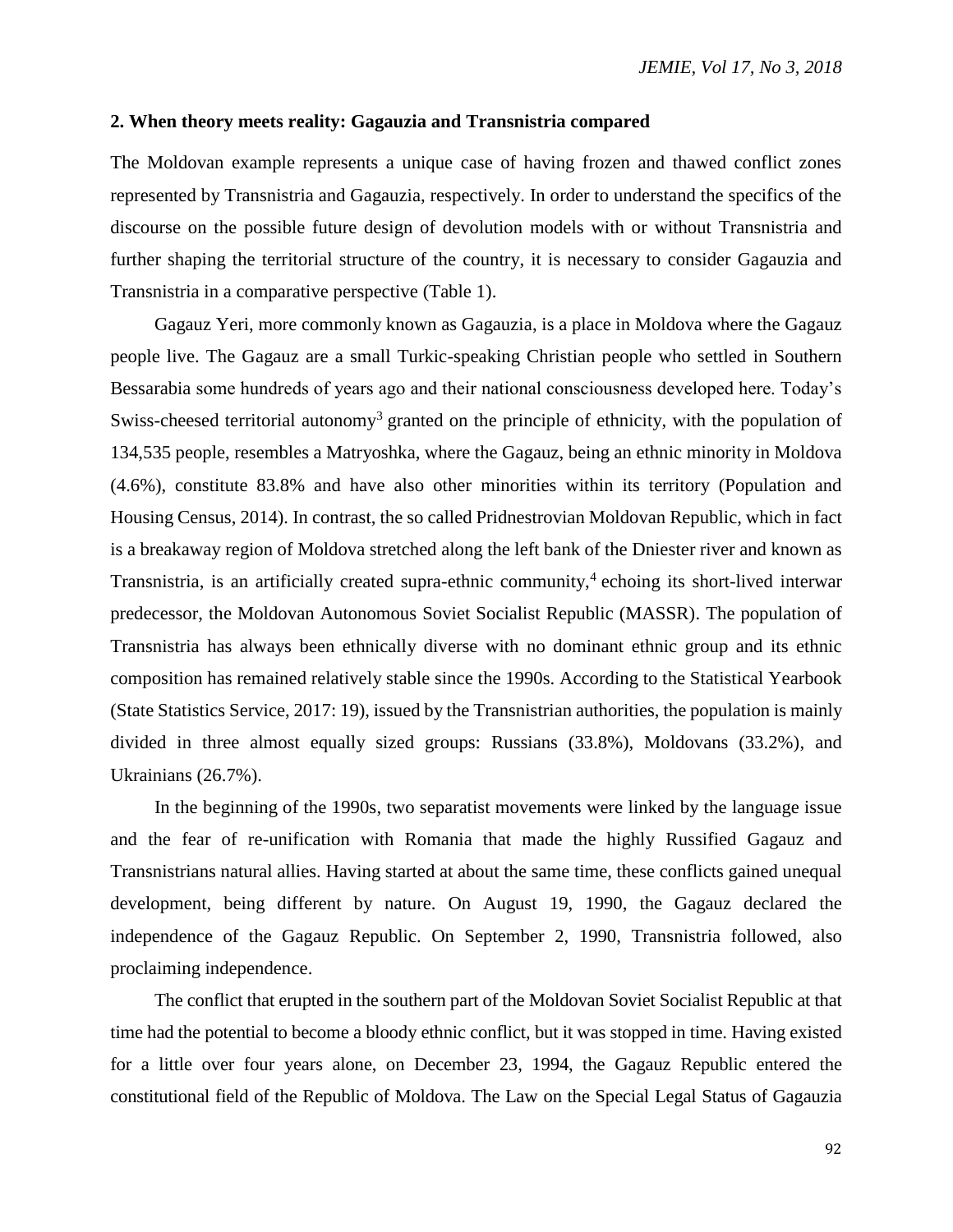## 2. When theory meets reality: Gagauzia and Transnistria compared

The Moldovan example represents a unique case of having frozen and thawed conflict zones represented by Transnistria and Gagauzia, respectively. In order to understand the specifics of the discourse on the possible future design of devolution models with or without Transnistria and further shaping the territorial structure of the country, it is necessary to consider Gagauzia and Transnistria in a comparative perspective (Table 1).

Gagauz Yeri, more commonly known as Gagauzia, is a place in Moldova where the Gagauz people live. The Gagauz are a small Turkic-speaking Christian people who settled in Southern Bessarabia some hundreds of years ago and their national consciousness developed here. Today's Swiss-cheesed territorial autonomy[3] granted on the principle of ethnicity, with the population of 134,535 people, resembles a Matryoshka, where the Gagauz, being an ethnic minority in Moldova (4.6%), constitute 83.8% and have also other minorities within its territory (Population and Housing Census, 2014). In contrast, the so called Pridnestrovian Moldovan Republic, which in fact is a breakaway region of Moldova stretched along the left bank of the Dniester river and known as Transnistria, is an artificially created supra-ethnic community,[4] echoing its short-lived interwar predecessor, the Moldovan Autonomous Soviet Socialist Republic (MASSR). The population of Transnistria has always been ethnically diverse with no dominant ethnic group and its ethnic composition has remained relatively stable since the 1990s. According to the Statistical Yearbook (State Statistics Service, 2017: 19), issued by the Transnistrian authorities, the population is mainly divided in three almost equally sized groups: Russians (33.8%), Moldovans (33.2%), and Ukrainians (26.7%).

In the beginning of the 1990s, two separatist movements were linked by the language issue and the fear of re-unification with Romania that made the highly Russified Gagauz and Transnistrians natural allies. Having started at about the same time, these conflicts gained unequal development, being different by nature. On August 19, 1990, the Gagauz declared the independence of the Gagauz Republic. On September 2, 1990, Transnistria followed, also proclaiming independence.

The conflict that erupted in the southern part of the Moldovan Soviet Socialist Republic at that time had the potential to become a bloody ethnic conflict, but it was stopped in time. Having existed for a little over four years alone, on December 23, 1994, the Gagauz Republic entered the constitutional field of the Republic of Moldova. The Law on the Special Legal Status of Gagauzia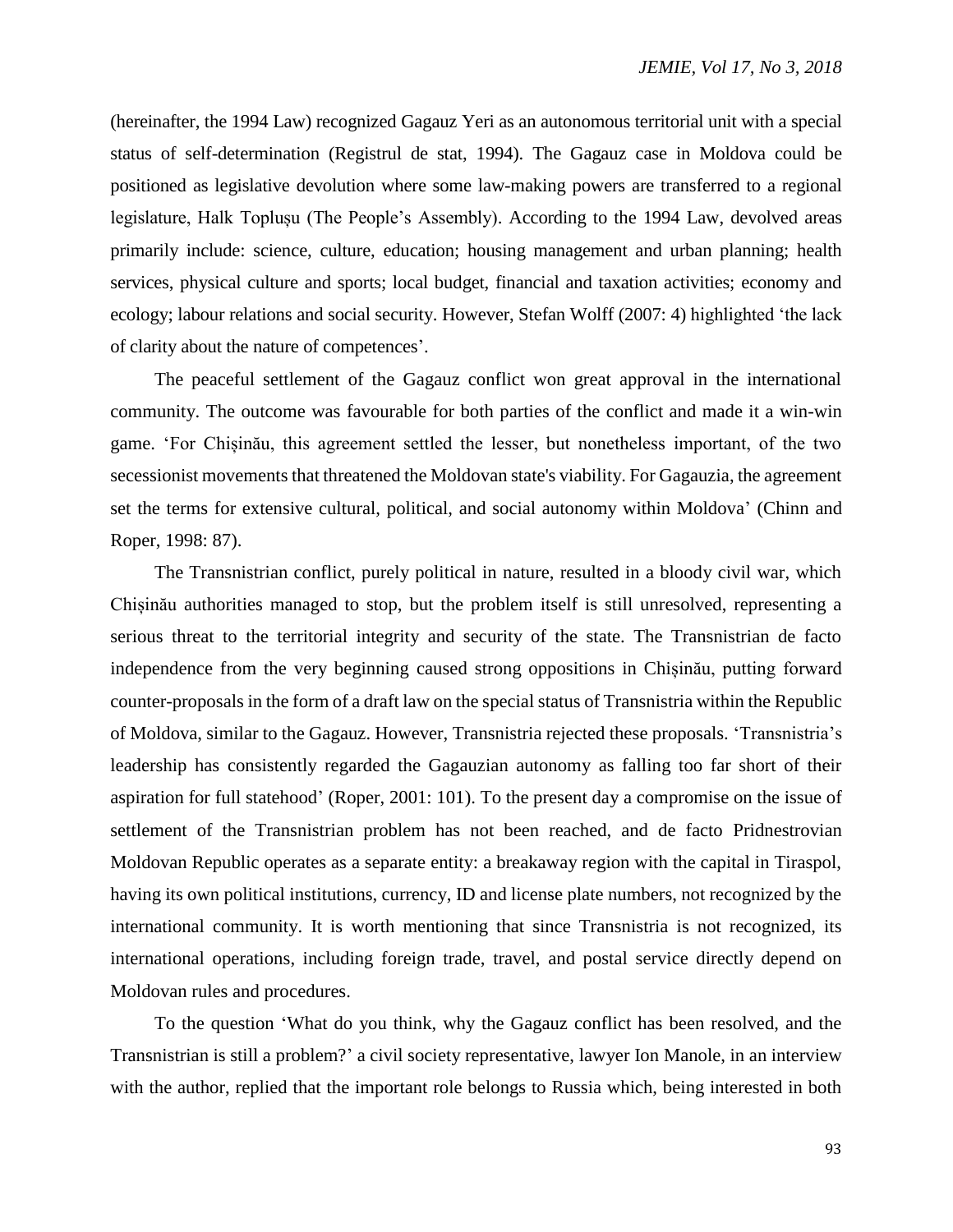(hereinafter, the 1994 Law) recognized Gagauz Yeri as an autonomous territorial unit with a special status of self-determination (Registrul de stat, 1994). The Gagauz case in Moldova could be positioned as legislative devolution where some law-making powers are transferred to a regional legislature, Halk Toplușu (The People's Assembly). According to the 1994 Law, devolved areas primarily include: science, culture, education; housing management and urban planning; health services, physical culture and sports; local budget, financial and taxation activities; economy and ecology; labour relations and social security. However, Stefan Wolff (2007: 4) highlighted 'the lack of clarity about the nature of competences'.

The peaceful settlement of the Gagauz conflict won great approval in the international community. The outcome was favourable for both parties of the conflict and made it a win-win game. 'For Chișinău, this agreement settled the lesser, but nonetheless important, of the two secessionist movements that threatened the Moldovan state's viability. For Gagauzia, the agreement set the terms for extensive cultural, political, and social autonomy within Moldova' (Chinn and Roper, 1998: 87).

The Transnistrian conflict, purely political in nature, resulted in a bloody civil war, which Chișinău authorities managed to stop, but the problem itself is still unresolved, representing a serious threat to the territorial integrity and security of the state. The Transnistrian de facto independence from the very beginning caused strong oppositions in Chișinău, putting forward counter-proposals in the form of a draft law on the special status of Transnistria within the Republic of Moldova, similar to the Gagauz. However, Transnistria rejected these proposals. 'Transnistria's leadership has consistently regarded the Gagauzian autonomy as falling too far short of their aspiration for full statehood' (Roper, 2001: 101). To the present day a compromise on the issue of settlement of the Transnistrian problem has not been reached, and de facto Pridnestrovian Moldovan Republic operates as a separate entity: a breakaway region with the capital in Tiraspol, having its own political institutions, currency, ID and license plate numbers, not recognized by the international community. It is worth mentioning that since Transnistria is not recognized, its international operations, including foreign trade, travel, and postal service directly depend on Moldovan rules and procedures.

To the question 'What do you think, why the Gagauz conflict has been resolved, and the Transnistrian is still a problem?' a civil society representative, lawyer Ion Manole, in an interview with the author, replied that the important role belongs to Russia which, being interested in both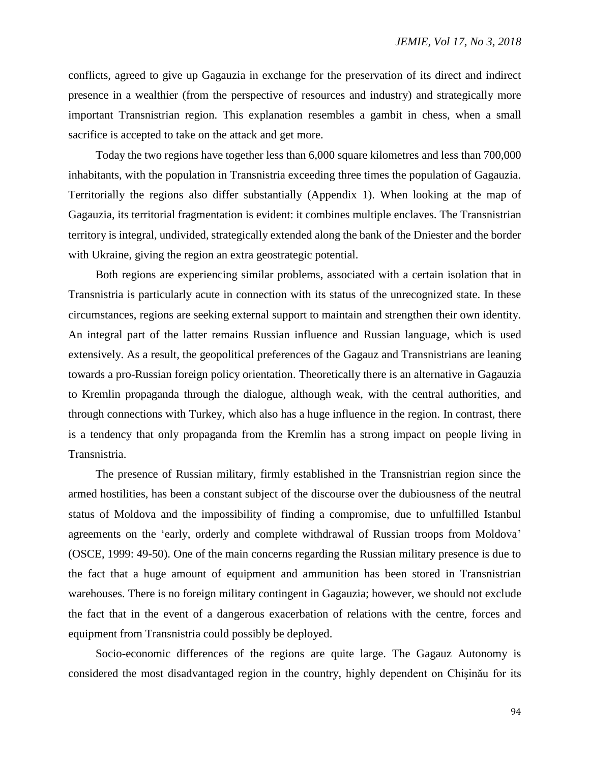conflicts, agreed to give up Gagauzia in exchange for the preservation of its direct and indirect presence in a wealthier (from the perspective of resources and industry) and strategically more important Transnistrian region. This explanation resembles a gambit in chess, when a small sacrifice is accepted to take on the attack and get more.

Today the two regions have together less than 6,000 square kilometres and less than 700,000 inhabitants, with the population in Transnistria exceeding three times the population of Gagauzia. Territorially the regions also differ substantially (Appendix 1). When looking at the map of Gagauzia, its territorial fragmentation is evident: it combines multiple enclaves. The Transnistrian territory is integral, undivided, strategically extended along the bank of the Dniester and the border with Ukraine, giving the region an extra geostrategic potential.

Both regions are experiencing similar problems, associated with a certain isolation that in Transnistria is particularly acute in connection with its status of the unrecognized state. In these circumstances, regions are seeking external support to maintain and strengthen their own identity. An integral part of the latter remains Russian influence and Russian language, which is used extensively. As a result, the geopolitical preferences of the Gagauz and Transnistrians are leaning towards a pro-Russian foreign policy orientation. Theoretically there is an alternative in Gagauzia to Kremlin propaganda through the dialogue, although weak, with the central authorities, and through connections with Turkey, which also has a huge influence in the region. In contrast, there is a tendency that only propaganda from the Kremlin has a strong impact on people living in Transnistria.

The presence of Russian military, firmly established in the Transnistrian region since the armed hostilities, has been a constant subject of the discourse over the dubiousness of the neutral status of Moldova and the impossibility of finding a compromise, due to unfulfilled Istanbul agreements on the 'early, orderly and complete withdrawal of Russian troops from Moldova' (OSCE, 1999: 49-50). One of the main concerns regarding the Russian military presence is due to the fact that a huge amount of equipment and ammunition has been stored in Transnistrian warehouses. There is no foreign military contingent in Gagauzia; however, we should not exclude the fact that in the event of a dangerous exacerbation of relations with the centre, forces and equipment from Transnistria could possibly be deployed.

Socio-economic differences of the regions are quite large. The Gagauz Autonomy is considered the most disadvantaged region in the country, highly dependent on Chișinău for its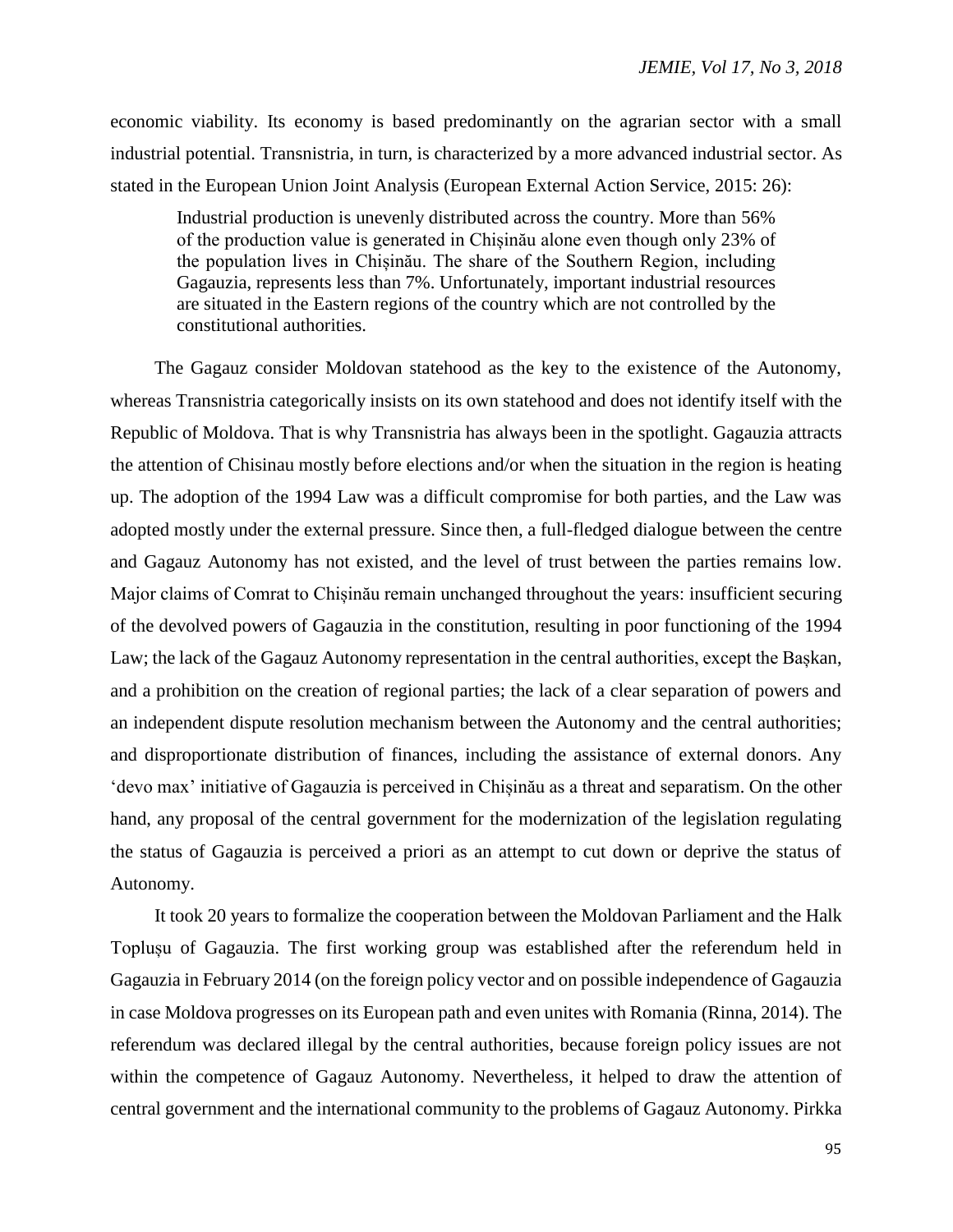economic viability. Its economy is based predominantly on the agrarian sector with a small industrial potential. Transnistria, in turn, is characterized by a more advanced industrial sector. As stated in the European Union Joint Analysis (European External Action Service, 2015: 26):

> Industrial production is unevenly distributed across the country. More than 56% of the production value is generated in Chișinău alone even though only 23% of the population lives in Chișinău. The share of the Southern Region, including Gagauzia, represents less than 7%. Unfortunately, important industrial resources are situated in the Eastern regions of the country which are not controlled by the constitutional authorities.

The Gagauz consider Moldovan statehood as the key to the existence of the Autonomy, whereas Transnistria categorically insists on its own statehood and does not identify itself with the Republic of Moldova. That is why Transnistria has always been in the spotlight. Gagauzia attracts the attention of Chisinau mostly before elections and/or when the situation in the region is heating up. The adoption of the 1994 Law was a difficult compromise for both parties, and the Law was adopted mostly under the external pressure. Since then, a full-fledged dialogue between the centre and Gagauz Autonomy has not existed, and the level of trust between the parties remains low. Major claims of Comrat to Chișinău remain unchanged throughout the years: insufficient securing of the devolved powers of Gagauzia in the constitution, resulting in poor functioning of the 1994 Law; the lack of the Gagauz Autonomy representation in the central authorities, except the Bașkan, and a prohibition on the creation of regional parties; the lack of a clear separation of powers and an independent dispute resolution mechanism between the Autonomy and the central authorities; and disproportionate distribution of finances, including the assistance of external donors. Any 'devo max' initiative of Gagauzia is perceived in Chișinău as a threat and separatism. On the other hand, any proposal of the central government for the modernization of the legislation regulating the status of Gagauzia is perceived a priori as an attempt to cut down or deprive the status of Autonomy.

It took 20 years to formalize the cooperation between the Moldovan Parliament and the Halk Toplușu of Gagauzia. The first working group was established after the referendum held in Gagauzia in February 2014 (on the foreign policy vector and on possible independence of Gagauzia in case Moldova progresses on its European path and even unites with Romania (Rinna, 2014). The referendum was declared illegal by the central authorities, because foreign policy issues are not within the competence of Gagauz Autonomy. Nevertheless, it helped to draw the attention of central government and the international community to the problems of Gagauz Autonomy. Pirkka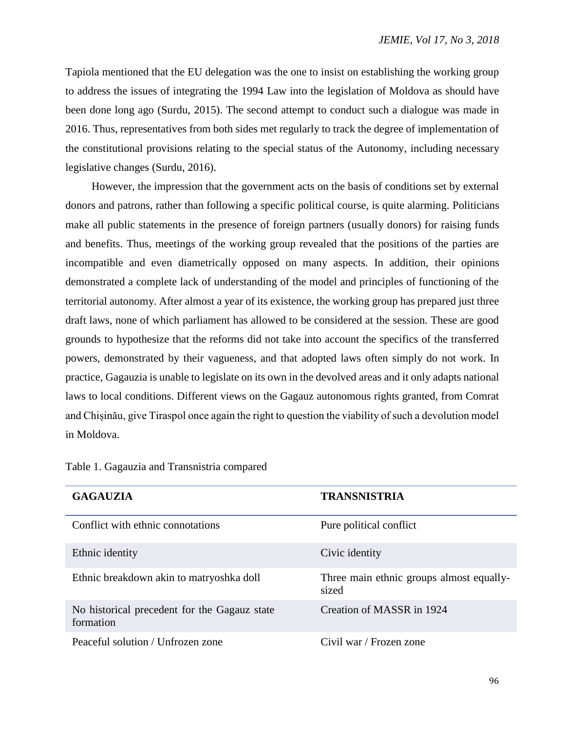Tapiola mentioned that the EU delegation was the one to insist on establishing the working group to address the issues of integrating the 1994 Law into the legislation of Moldova as should have been done long ago (Surdu, 2015). The second attempt to conduct such a dialogue was made in 2016. Thus, representatives from both sides met regularly to track the degree of implementation of the constitutional provisions relating to the special status of the Autonomy, including necessary legislative changes (Surdu, 2016).

However, the impression that the government acts on the basis of conditions set by external donors and patrons, rather than following a specific political course, is quite alarming. Politicians make all public statements in the presence of foreign partners (usually donors) for raising funds and benefits. Thus, meetings of the working group revealed that the positions of the parties are incompatible and even diametrically opposed on many aspects. In addition, their opinions demonstrated a complete lack of understanding of the model and principles of functioning of the territorial autonomy. After almost a year of its existence, the working group has prepared just three draft laws, none of which parliament has allowed to be considered at the session. These are good grounds to hypothesize that the reforms did not take into account the specifics of the transferred powers, demonstrated by their vagueness, and that adopted laws often simply do not work. In practice, Gagauzia is unable to legislate on its own in the devolved areas and it only adapts national laws to local conditions. Different views on the Gagauz autonomous rights granted, from Comrat and Chișinău, give Tiraspol once again the right to question the viability of such a devolution model in Moldova.

Table 1. Gagauzia and Transnistria compared

| **GAGAUZIA** | **TRANSNISTRIA** |
|---|---|
| Conflict with ethnic connotations | Pure political conflict |
| Ethnic identity | Civic identity |
| Ethnic breakdown akin to matryoshka doll | Three main ethnic groups almost equally-sized |
| No historical precedent for the Gagauz state formation | Creation of MASSR in 1924 |
| Peaceful solution / Unfrozen zone | Civil war / Frozen zone |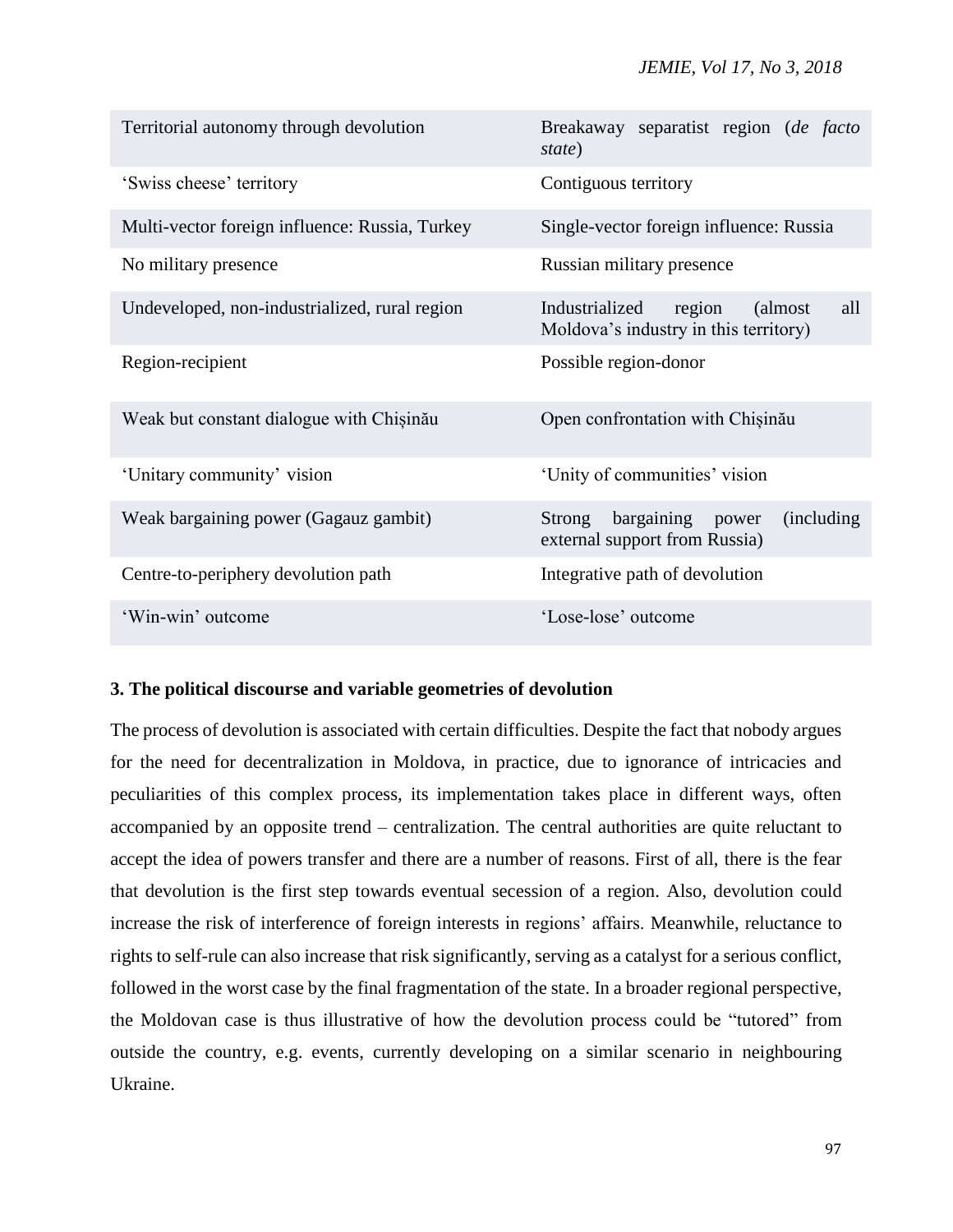| | |
|---|---|
| Territorial autonomy through devolution | Breakaway separatist region (*de facto state*) |
| 'Swiss cheese' territory | Contiguous territory |
| Multi-vector foreign influence: Russia, Turkey | Single-vector foreign influence: Russia |
| No military presence | Russian military presence |
| Undeveloped, non-industrialized, rural region | Industrialized region (almost all Moldova's industry in this territory) |
| Region-recipient | Possible region-donor |
| Weak but constant dialogue with Chișinău | Open confrontation with Chișinău |
| 'Unitary community' vision | 'Unity of communities' vision |
| Weak bargaining power (Gagauz gambit) | Strong bargaining power (including external support from Russia) |
| Centre-to-periphery devolution path | Integrative path of devolution |
| 'Win-win' outcome | 'Lose-lose' outcome |

### 3. The political discourse and variable geometries of devolution

The process of devolution is associated with certain difficulties. Despite the fact that nobody argues for the need for decentralization in Moldova, in practice, due to ignorance of intricacies and peculiarities of this complex process, its implementation takes place in different ways, often accompanied by an opposite trend – centralization. The central authorities are quite reluctant to accept the idea of powers transfer and there are a number of reasons. First of all, there is the fear that devolution is the first step towards eventual secession of a region. Also, devolution could increase the risk of interference of foreign interests in regions' affairs. Meanwhile, reluctance to rights to self-rule can also increase that risk significantly, serving as a catalyst for a serious conflict, followed in the worst case by the final fragmentation of the state. In a broader regional perspective, the Moldovan case is thus illustrative of how the devolution process could be "tutored" from outside the country, e.g. events, currently developing on a similar scenario in neighbouring Ukraine.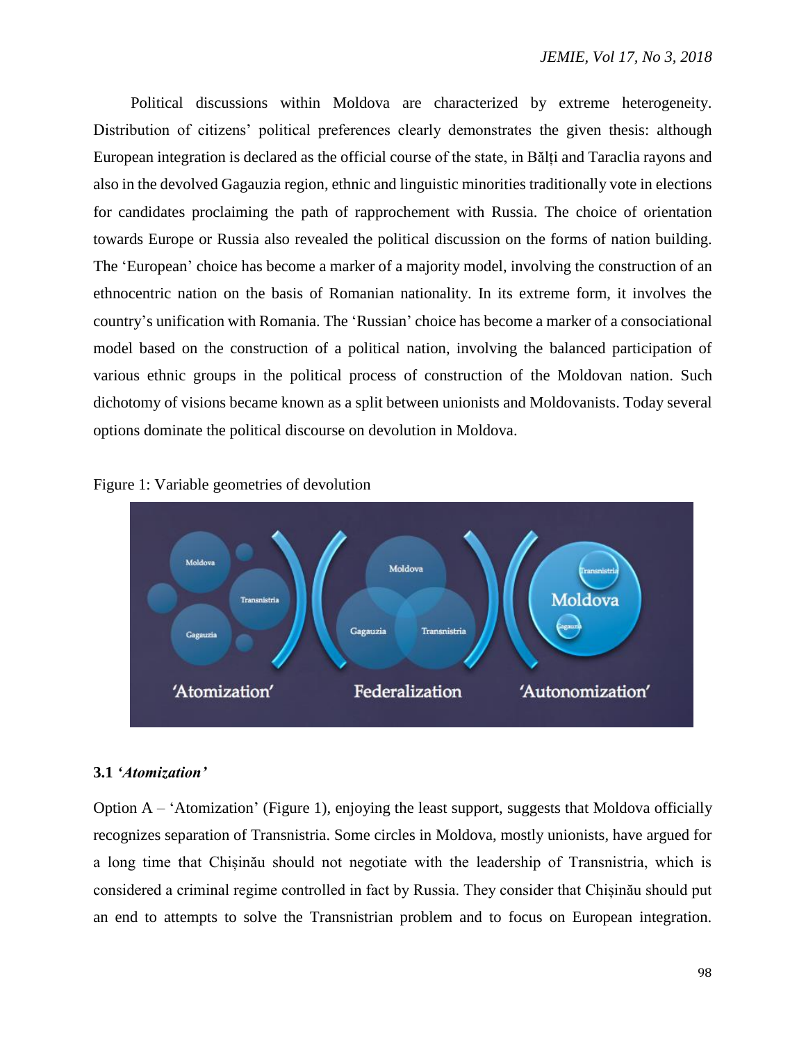Political discussions within Moldova are characterized by extreme heterogeneity. Distribution of citizens' political preferences clearly demonstrates the given thesis: although European integration is declared as the official course of the state, in Bălți and Taraclia rayons and also in the devolved Gagauzia region, ethnic and linguistic minorities traditionally vote in elections for candidates proclaiming the path of rapprochement with Russia. The choice of orientation towards Europe or Russia also revealed the political discussion on the forms of nation building. The 'European' choice has become a marker of a majority model, involving the construction of an ethnocentric nation on the basis of Romanian nationality. In its extreme form, it involves the country's unification with Romania. The 'Russian' choice has become a marker of a consociational model based on the construction of a political nation, involving the balanced participation of various ethnic groups in the political process of construction of the Moldovan nation. Such dichotomy of visions became known as a split between unionists and Moldovanists. Today several options dominate the political discourse on devolution in Moldova.

Figure 1: Variable geometries of devolution

### 3.1 *'Atomization'*

Option A – 'Atomization' (Figure 1), enjoying the least support, suggests that Moldova officially recognizes separation of Transnistria. Some circles in Moldova, mostly unionists, have argued for a long time that Chișinău should not negotiate with the leadership of Transnistria, which is considered a criminal regime controlled in fact by Russia. They consider that Chișinău should put an end to attempts to solve the Transnistrian problem and to focus on European integration.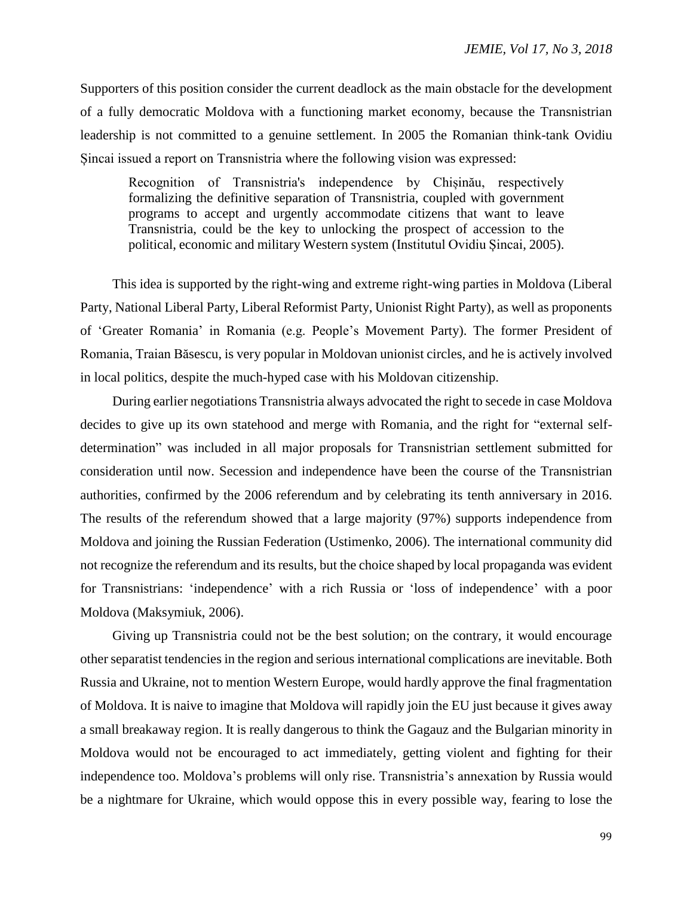Supporters of this position consider the current deadlock as the main obstacle for the development of a fully democratic Moldova with a functioning market economy, because the Transnistrian leadership is not committed to a genuine settlement. In 2005 the Romanian think-tank Ovidiu Șincai issued a report on Transnistria where the following vision was expressed:

> Recognition of Transnistria's independence by Chișinău, respectively formalizing the definitive separation of Transnistria, coupled with government programs to accept and urgently accommodate citizens that want to leave Transnistria, could be the key to unlocking the prospect of accession to the political, economic and military Western system (Institutul Ovidiu Șincai, 2005).

This idea is supported by the right-wing and extreme right-wing parties in Moldova (Liberal Party, National Liberal Party, Liberal Reformist Party, Unionist Right Party), as well as proponents of 'Greater Romania' in Romania (e.g. People's Movement Party). The former President of Romania, Traian Băsescu, is very popular in Moldovan unionist circles, and he is actively involved in local politics, despite the much-hyped case with his Moldovan citizenship.

During earlier negotiations Transnistria always advocated the right to secede in case Moldova decides to give up its own statehood and merge with Romania, and the right for "external self-determination" was included in all major proposals for Transnistrian settlement submitted for consideration until now. Secession and independence have been the course of the Transnistrian authorities, confirmed by the 2006 referendum and by celebrating its tenth anniversary in 2016. The results of the referendum showed that a large majority (97%) supports independence from Moldova and joining the Russian Federation (Ustimenko, 2006). The international community did not recognize the referendum and its results, but the choice shaped by local propaganda was evident for Transnistrians: 'independence' with a rich Russia or 'loss of independence' with a poor Moldova (Maksymiuk, 2006).

Giving up Transnistria could not be the best solution; on the contrary, it would encourage other separatist tendencies in the region and serious international complications are inevitable. Both Russia and Ukraine, not to mention Western Europe, would hardly approve the final fragmentation of Moldova. It is naive to imagine that Moldova will rapidly join the EU just because it gives away a small breakaway region. It is really dangerous to think the Gagauz and the Bulgarian minority in Moldova would not be encouraged to act immediately, getting violent and fighting for their independence too. Moldova's problems will only rise. Transnistria's annexation by Russia would be a nightmare for Ukraine, which would oppose this in every possible way, fearing to lose the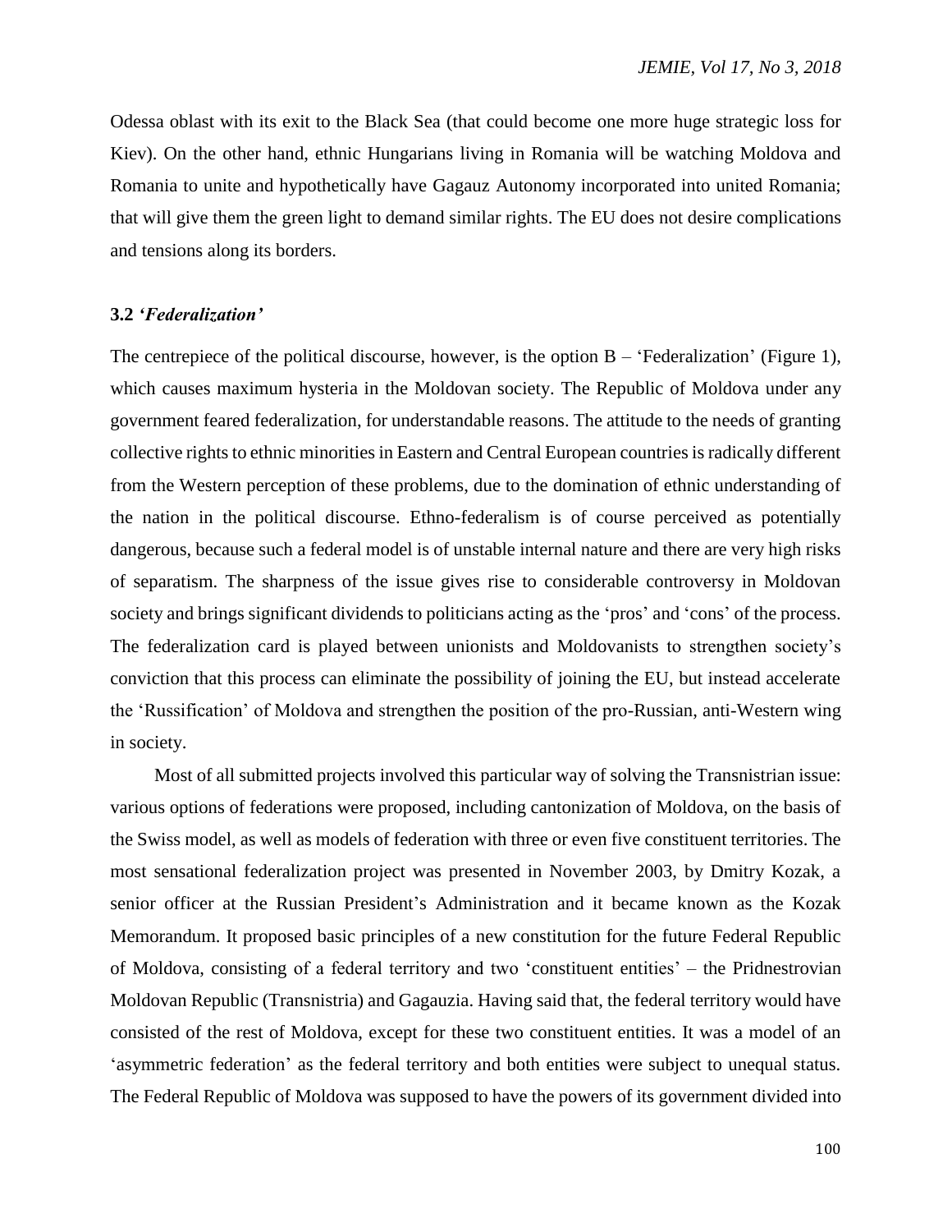Odessa oblast with its exit to the Black Sea (that could become one more huge strategic loss for Kiev). On the other hand, ethnic Hungarians living in Romania will be watching Moldova and Romania to unite and hypothetically have Gagauz Autonomy incorporated into united Romania; that will give them the green light to demand similar rights. The EU does not desire complications and tensions along its borders.

### 3.2 *'Federalization'*

The centrepiece of the political discourse, however, is the option B – 'Federalization' (Figure 1), which causes maximum hysteria in the Moldovan society. The Republic of Moldova under any government feared federalization, for understandable reasons. The attitude to the needs of granting collective rights to ethnic minorities in Eastern and Central European countries is radically different from the Western perception of these problems, due to the domination of ethnic understanding of the nation in the political discourse. Ethno-federalism is of course perceived as potentially dangerous, because such a federal model is of unstable internal nature and there are very high risks of separatism. The sharpness of the issue gives rise to considerable controversy in Moldovan society and brings significant dividends to politicians acting as the 'pros' and 'cons' of the process. The federalization card is played between unionists and Moldovanists to strengthen society's conviction that this process can eliminate the possibility of joining the EU, but instead accelerate the 'Russification' of Moldova and strengthen the position of the pro-Russian, anti-Western wing in society.

Most of all submitted projects involved this particular way of solving the Transnistrian issue: various options of federations were proposed, including cantonization of Moldova, on the basis of the Swiss model, as well as models of federation with three or even five constituent territories. The most sensational federalization project was presented in November 2003, by Dmitry Kozak, a senior officer at the Russian President's Administration and it became known as the Kozak Memorandum. It proposed basic principles of a new constitution for the future Federal Republic of Moldova, consisting of a federal territory and two 'constituent entities' – the Pridnestrovian Moldovan Republic (Transnistria) and Gagauzia. Having said that, the federal territory would have consisted of the rest of Moldova, except for these two constituent entities. It was a model of an 'asymmetric federation' as the federal territory and both entities were subject to unequal status. The Federal Republic of Moldova was supposed to have the powers of its government divided into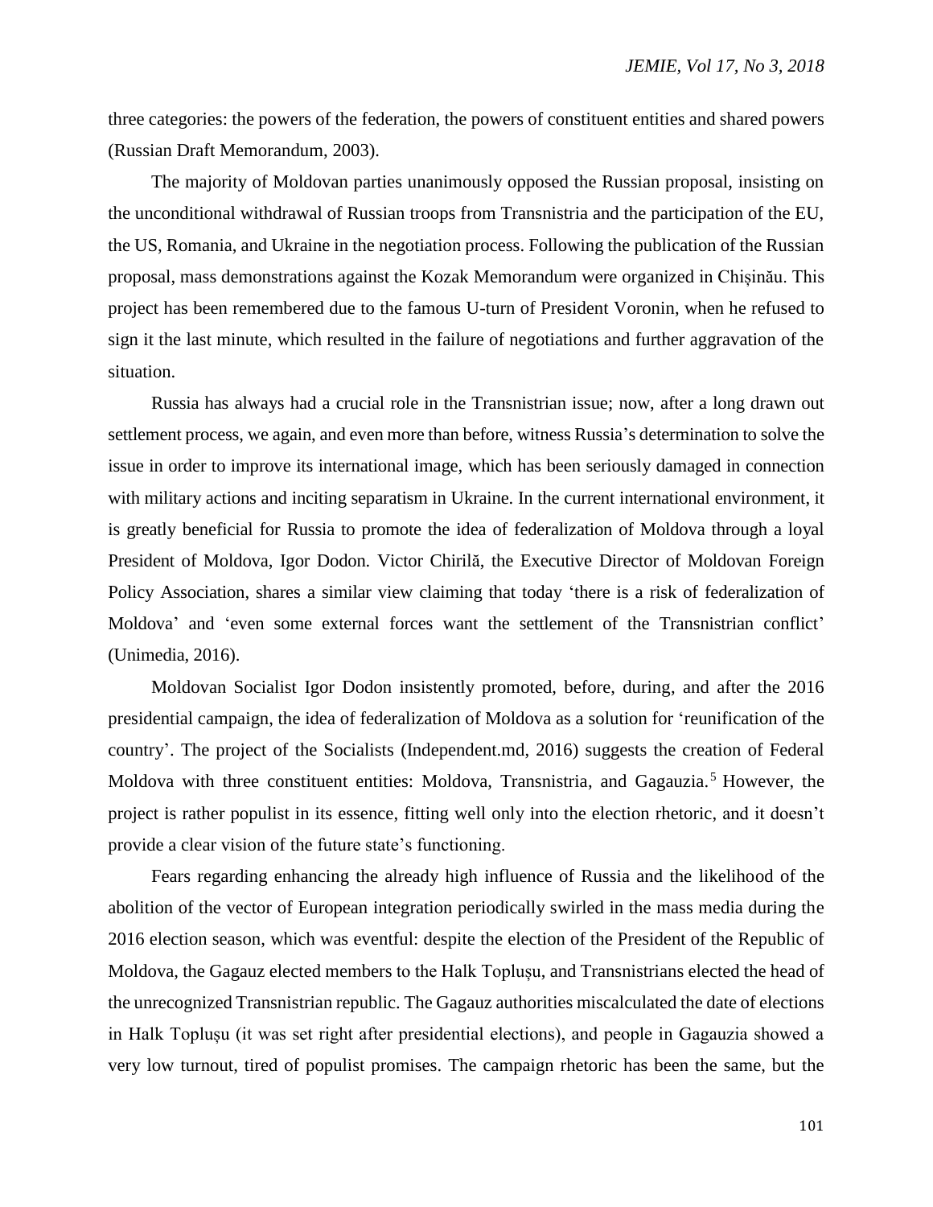three categories: the powers of the federation, the powers of constituent entities and shared powers (Russian Draft Memorandum, 2003).

The majority of Moldovan parties unanimously opposed the Russian proposal, insisting on the unconditional withdrawal of Russian troops from Transnistria and the participation of the EU, the US, Romania, and Ukraine in the negotiation process. Following the publication of the Russian proposal, mass demonstrations against the Kozak Memorandum were organized in Chișinău. This project has been remembered due to the famous U-turn of President Voronin, when he refused to sign it the last minute, which resulted in the failure of negotiations and further aggravation of the situation.

Russia has always had a crucial role in the Transnistrian issue; now, after a long drawn out settlement process, we again, and even more than before, witness Russia's determination to solve the issue in order to improve its international image, which has been seriously damaged in connection with military actions and inciting separatism in Ukraine. In the current international environment, it is greatly beneficial for Russia to promote the idea of federalization of Moldova through a loyal President of Moldova, Igor Dodon. Victor Chirilă, the Executive Director of Moldovan Foreign Policy Association, shares a similar view claiming that today 'there is a risk of federalization of Moldova' and 'even some external forces want the settlement of the Transnistrian conflict' (Unimedia, 2016).

Moldovan Socialist Igor Dodon insistently promoted, before, during, and after the 2016 presidential campaign, the idea of federalization of Moldova as a solution for 'reunification of the country'. The project of the Socialists (Independent.md, 2016) suggests the creation of Federal Moldova with three constituent entities: Moldova, Transnistria, and Gagauzia.[5] However, the project is rather populist in its essence, fitting well only into the election rhetoric, and it doesn't provide a clear vision of the future state's functioning.

Fears regarding enhancing the already high influence of Russia and the likelihood of the abolition of the vector of European integration periodically swirled in the mass media during the 2016 election season, which was eventful: despite the election of the President of the Republic of Moldova, the Gagauz elected members to the Halk Toplușu, and Transnistrians elected the head of the unrecognized Transnistrian republic. The Gagauz authorities miscalculated the date of elections in Halk Toplușu (it was set right after presidential elections), and people in Gagauzia showed a very low turnout, tired of populist promises. The campaign rhetoric has been the same, but the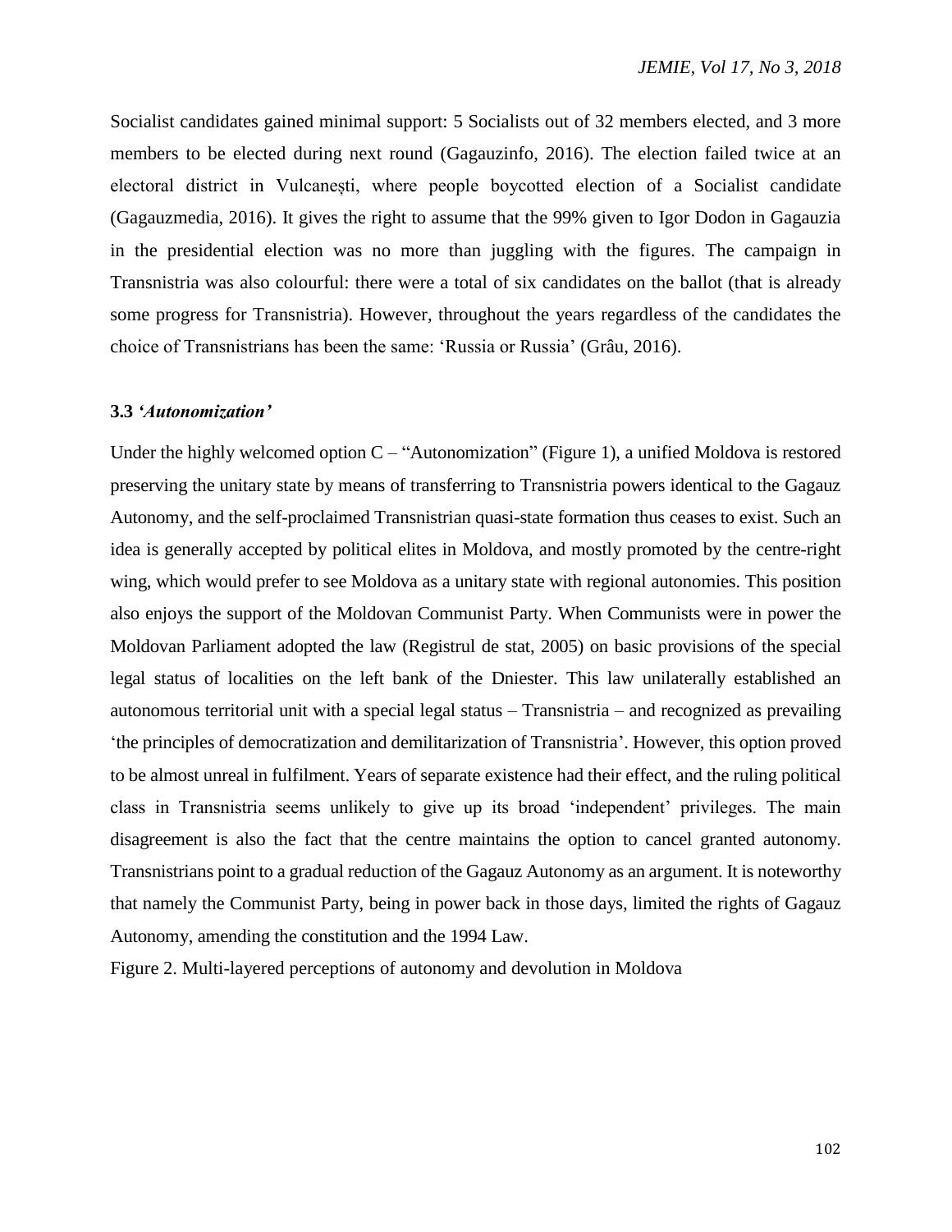Socialist candidates gained minimal support: 5 Socialists out of 32 members elected, and 3 more members to be elected during next round (Gagauzinfo, 2016). The election failed twice at an electoral district in Vulcanești, where people boycotted election of a Socialist candidate (Gagauzmedia, 2016). It gives the right to assume that the 99% given to Igor Dodon in Gagauzia in the presidential election was no more than juggling with the figures. The campaign in Transnistria was also colourful: there were a total of six candidates on the ballot (that is already some progress for Transnistria). However, throughout the years regardless of the candidates the choice of Transnistrians has been the same: 'Russia or Russia' (Grâu, 2016).

### 3.3 *'Autonomization'*

Under the highly welcomed option C – "Autonomization" (Figure 1), a unified Moldova is restored preserving the unitary state by means of transferring to Transnistria powers identical to the Gagauz Autonomy, and the self-proclaimed Transnistrian quasi-state formation thus ceases to exist. Such an idea is generally accepted by political elites in Moldova, and mostly promoted by the centre-right wing, which would prefer to see Moldova as a unitary state with regional autonomies. This position also enjoys the support of the Moldovan Communist Party. When Communists were in power the Moldovan Parliament adopted the law (Registrul de stat, 2005) on basic provisions of the special legal status of localities on the left bank of the Dniester. This law unilaterally established an autonomous territorial unit with a special legal status – Transnistria – and recognized as prevailing 'the principles of democratization and demilitarization of Transnistria'. However, this option proved to be almost unreal in fulfilment. Years of separate existence had their effect, and the ruling political class in Transnistria seems unlikely to give up its broad 'independent' privileges. The main disagreement is also the fact that the centre maintains the option to cancel granted autonomy. Transnistrians point to a gradual reduction of the Gagauz Autonomy as an argument. It is noteworthy that namely the Communist Party, being in power back in those days, limited the rights of Gagauz Autonomy, amending the constitution and the 1994 Law.

Figure 2. Multi-layered perceptions of autonomy and devolution in Moldova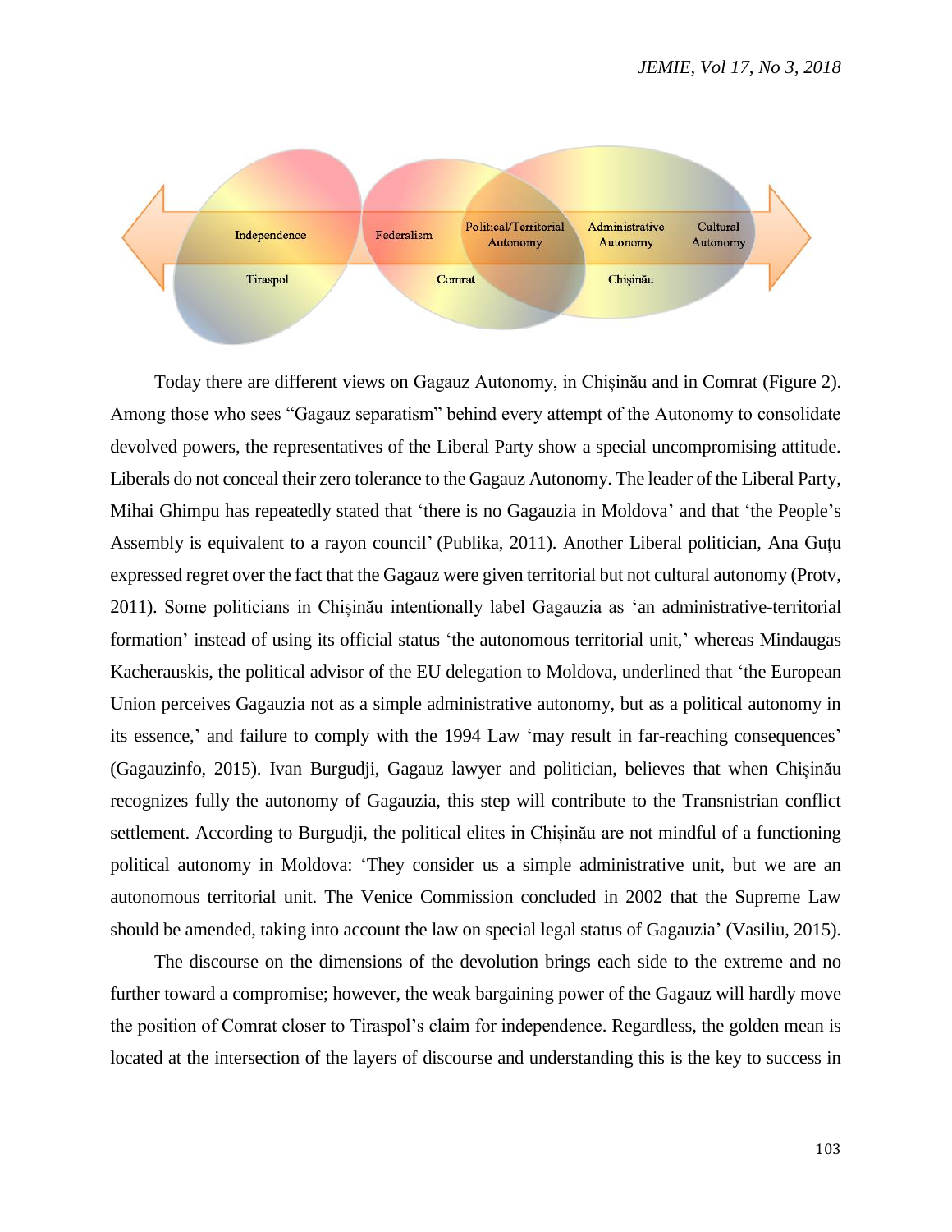Independence Federalism Political/Territorial Autonomy Administrative Autonomy Cultural Autonomy

Tiraspol Comrat Chişinău

Today there are different views on Gagauz Autonomy, in Chișinău and in Comrat (Figure 2). Among those who sees "Gagauz separatism" behind every attempt of the Autonomy to consolidate devolved powers, the representatives of the Liberal Party show a special uncompromising attitude. Liberals do not conceal their zero tolerance to the Gagauz Autonomy. The leader of the Liberal Party, Mihai Ghimpu has repeatedly stated that 'there is no Gagauzia in Moldova' and that 'the People's Assembly is equivalent to a rayon council' (Publika, 2011). Another Liberal politician, Ana Guțu expressed regret over the fact that the Gagauz were given territorial but not cultural autonomy (Protv, 2011). Some politicians in Chișinău intentionally label Gagauzia as 'an administrative-territorial formation' instead of using its official status 'the autonomous territorial unit,' whereas Mindaugas Kacherauskis, the political advisor of the EU delegation to Moldova, underlined that 'the European Union perceives Gagauzia not as a simple administrative autonomy, but as a political autonomy in its essence,' and failure to comply with the 1994 Law 'may result in far-reaching consequences' (Gagauzinfo, 2015). Ivan Burgudji, Gagauz lawyer and politician, believes that when Chișinău recognizes fully the autonomy of Gagauzia, this step will contribute to the Transnistrian conflict settlement. According to Burgudji, the political elites in Chișinău are not mindful of a functioning political autonomy in Moldova: 'They consider us a simple administrative unit, but we are an autonomous territorial unit. The Venice Commission concluded in 2002 that the Supreme Law should be amended, taking into account the law on special legal status of Gagauzia' (Vasiliu, 2015).

The discourse on the dimensions of the devolution brings each side to the extreme and no further toward a compromise; however, the weak bargaining power of the Gagauz will hardly move the position of Comrat closer to Tiraspol's claim for independence. Regardless, the golden mean is located at the intersection of the layers of discourse and understanding this is the key to success in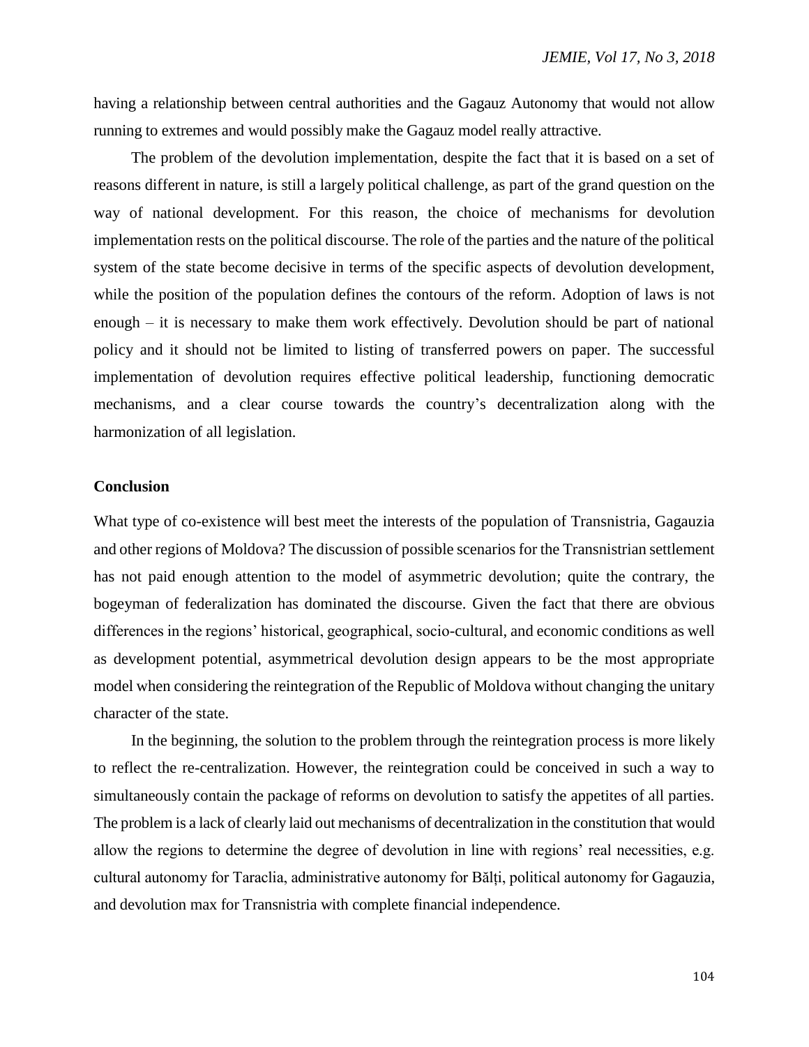having a relationship between central authorities and the Gagauz Autonomy that would not allow running to extremes and would possibly make the Gagauz model really attractive.

The problem of the devolution implementation, despite the fact that it is based on a set of reasons different in nature, is still a largely political challenge, as part of the grand question on the way of national development. For this reason, the choice of mechanisms for devolution implementation rests on the political discourse. The role of the parties and the nature of the political system of the state become decisive in terms of the specific aspects of devolution development, while the position of the population defines the contours of the reform. Adoption of laws is not enough – it is necessary to make them work effectively. Devolution should be part of national policy and it should not be limited to listing of transferred powers on paper. The successful implementation of devolution requires effective political leadership, functioning democratic mechanisms, and a clear course towards the country's decentralization along with the harmonization of all legislation.

## Conclusion

What type of co-existence will best meet the interests of the population of Transnistria, Gagauzia and other regions of Moldova? The discussion of possible scenarios for the Transnistrian settlement has not paid enough attention to the model of asymmetric devolution; quite the contrary, the bogeyman of federalization has dominated the discourse. Given the fact that there are obvious differences in the regions' historical, geographical, socio-cultural, and economic conditions as well as development potential, asymmetrical devolution design appears to be the most appropriate model when considering the reintegration of the Republic of Moldova without changing the unitary character of the state.

In the beginning, the solution to the problem through the reintegration process is more likely to reflect the re-centralization. However, the reintegration could be conceived in such a way to simultaneously contain the package of reforms on devolution to satisfy the appetites of all parties. The problem is a lack of clearly laid out mechanisms of decentralization in the constitution that would allow the regions to determine the degree of devolution in line with regions' real necessities, e.g. cultural autonomy for Taraclia, administrative autonomy for Bălți, political autonomy for Gagauzia, and devolution max for Transnistria with complete financial independence.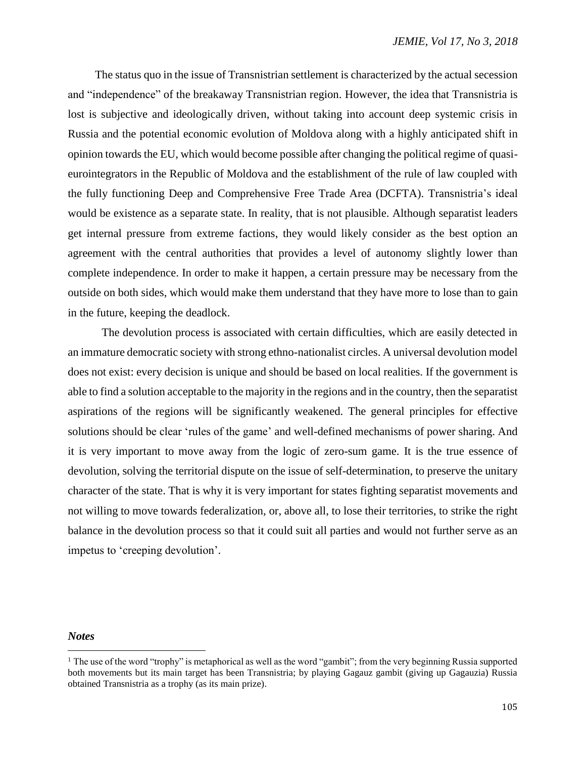The status quo in the issue of Transnistrian settlement is characterized by the actual secession and "independence" of the breakaway Transnistrian region. However, the idea that Transnistria is lost is subjective and ideologically driven, without taking into account deep systemic crisis in Russia and the potential economic evolution of Moldova along with a highly anticipated shift in opinion towards the EU, which would become possible after changing the political regime of quasi-eurointegrators in the Republic of Moldova and the establishment of the rule of law coupled with the fully functioning Deep and Comprehensive Free Trade Area (DCFTA). Transnistria's ideal would be existence as a separate state. In reality, that is not plausible. Although separatist leaders get internal pressure from extreme factions, they would likely consider as the best option an agreement with the central authorities that provides a level of autonomy slightly lower than complete independence. In order to make it happen, a certain pressure may be necessary from the outside on both sides, which would make them understand that they have more to lose than to gain in the future, keeping the deadlock.

The devolution process is associated with certain difficulties, which are easily detected in an immature democratic society with strong ethno-nationalist circles. A universal devolution model does not exist: every decision is unique and should be based on local realities. If the government is able to find a solution acceptable to the majority in the regions and in the country, then the separatist aspirations of the regions will be significantly weakened. The general principles for effective solutions should be clear 'rules of the game' and well-defined mechanisms of power sharing. And it is very important to move away from the logic of zero-sum game. It is the true essence of devolution, solving the territorial dispute on the issue of self-determination, to preserve the unitary character of the state. That is why it is very important for states fighting separatist movements and not willing to move towards federalization, or, above all, to lose their territories, to strike the right balance in the devolution process so that it could suit all parties and would not further serve as an impetus to 'creeping devolution'.

### *Notes*

[1] The use of the word "trophy" is metaphorical as well as the word "gambit"; from the very beginning Russia supported both movements but its main target has been Transnistria; by playing Gagauz gambit (giving up Gagauzia) Russia obtained Transnistria as a trophy (as its main prize).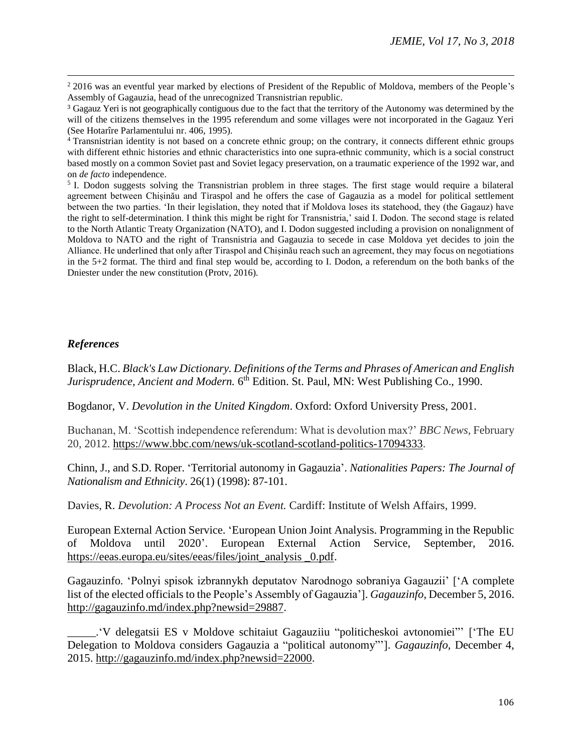[2] 2016 was an eventful year marked by elections of President of the Republic of Moldova, members of the People's Assembly of Gagauzia, head of the unrecognized Transnistrian republic.

[3] Gagauz Yeri is not geographically contiguous due to the fact that the territory of the Autonomy was determined by the will of the citizens themselves in the 1995 referendum and some villages were not incorporated in the Gagauz Yeri (See Hotarîre Parlamentului nr. 406, 1995).

[4] Transnistrian identity is not based on a concrete ethnic group; on the contrary, it connects different ethnic groups with different ethnic histories and ethnic characteristics into one supra-ethnic community, which is a social construct based mostly on a common Soviet past and Soviet legacy preservation, on a traumatic experience of the 1992 war, and on *de facto* independence.

[5] I. Dodon suggests solving the Transnistrian problem in three stages. The first stage would require a bilateral agreement between Chișinău and Tiraspol and he offers the case of Gagauzia as a model for political settlement between the two parties. 'In their legislation, they noted that if Moldova loses its statehood, they (the Gagauz) have the right to self-determination. I think this might be right for Transnistria,' said I. Dodon. The second stage is related to the North Atlantic Treaty Organization (NATO), and I. Dodon suggested including a provision on nonalignment of Moldova to NATO and the right of Transnistria and Gagauzia to secede in case Moldova yet decides to join the Alliance. He underlined that only after Tiraspol and Chișinău reach such an agreement, they may focus on negotiations in the 5+2 format. The third and final step would be, according to I. Dodon, a referendum on the both banks of the Dniester under the new constitution (Protv, 2016).

### *References*

Black, H.C. *Black's Law Dictionary. Definitions of the Terms and Phrases of American and English Jurisprudence, Ancient and Modern.* 6th Edition. St. Paul, MN: West Publishing Co., 1990.

Bogdanor, V. *Devolution in the United Kingdom*. Oxford: Oxford University Press, 2001.

Buchanan, M. 'Scottish independence referendum: What is devolution max?' *BBC News*, February 20, 2012. https://www.bbc.com/news/uk-scotland-scotland-politics-17094333.

Chinn, J., and S.D. Roper. 'Territorial autonomy in Gagauzia'. *Nationalities Papers: The Journal of Nationalism and Ethnicity*. 26(1) (1998): 87-101.

Davies, R. *Devolution: A Process Not an Event.* Cardiff: Institute of Welsh Affairs, 1999.

European External Action Service. 'European Union Joint Analysis. Programming in the Republic of Moldova until 2020'. European External Action Service, September, 2016. https://eeas.europa.eu/sites/eeas/files/joint_analysis _0.pdf.

Gagauzinfo. 'Polnyi spisok izbrannykh deputatov Narodnogo sobraniya Gagauzii' ['A complete list of the elected officials to the People's Assembly of Gagauzia']. *Gagauzinfo*, December 5, 2016. http://gagauzinfo.md/index.php?newsid=29887.

_____.'V delegatsii ES v Moldove schitaiut Gagauziiu "politicheskoi avtonomiei"' ['The EU Delegation to Moldova considers Gagauzia a "political autonomy"']. *Gagauzinfo*, December 4, 2015. http://gagauzinfo.md/index.php?newsid=22000.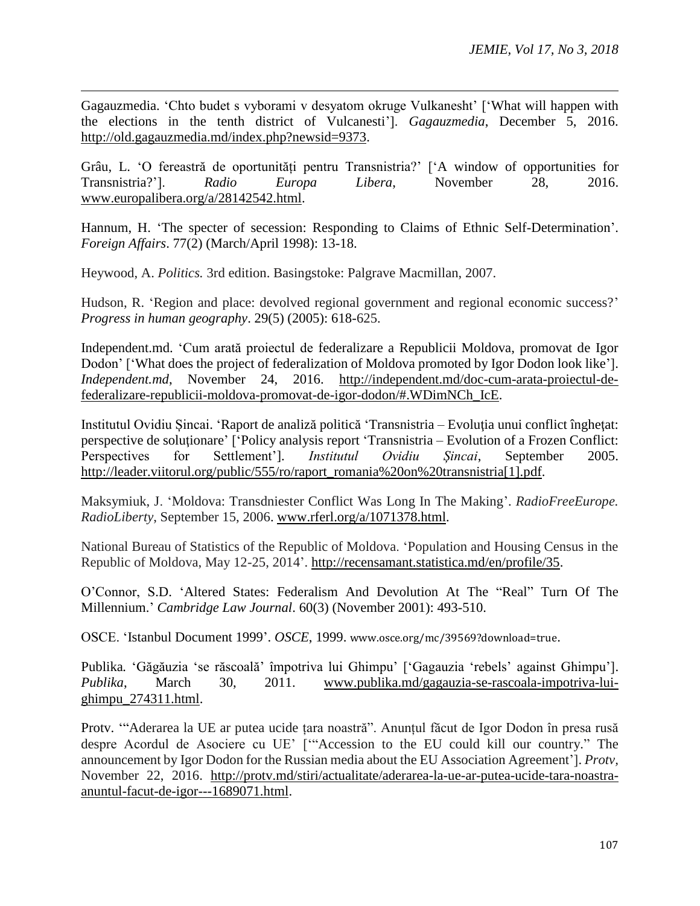Gagauzmedia. 'Chto budet s vyborami v desyatom okruge Vulkanesht' ['What will happen with the elections in the tenth district of Vulcanesti']. *Gagauzmedia*, December 5, 2016. http://old.gagauzmedia.md/index.php?newsid=9373.

Grâu, L. 'O fereastră de oportunități pentru Transnistria?' ['A window of opportunities for Transnistria?']. *Radio Europa Libera*, November 28, 2016. www.europalibera.org/a/28142542.html.

Hannum, H. 'The specter of secession: Responding to Claims of Ethnic Self-Determination'. *Foreign Affairs*. 77(2) (March/April 1998): 13-18.

Heywood, A. *Politics.* 3rd edition. Basingstoke: Palgrave Macmillan, 2007.

Hudson, R. 'Region and place: devolved regional government and regional economic success?' *Progress in human geography*. 29(5) (2005): 618-625.

Independent.md. 'Cum arată proiectul de federalizare a Republicii Moldova, promovat de Igor Dodon' ['What does the project of federalization of Moldova promoted by Igor Dodon look like']. *Independent.md*, November 24, 2016. http://independent.md/doc-cum-arata-proiectul-de-federalizare-republicii-moldova-promovat-de-igor-dodon/#.WDimNCh_IcE.

Institutul Ovidiu Șincai. 'Raport de analiză politică 'Transnistria – Evoluţia unui conflict îngheţat: perspective de soluţionare' ['Policy analysis report 'Transnistria – Evolution of a Frozen Conflict: Perspectives for Settlement']. *Institutul Ovidiu Șincai*, September 2005. http://leader.viitorul.org/public/555/ro/raport_romania%20on%20transnistria[1].pdf.

Maksymiuk, J. 'Moldova: Transdniester Conflict Was Long In The Making'. *RadioFreeEurope. RadioLiberty*, September 15, 2006. www.rferl.org/a/1071378.html.

National Bureau of Statistics of the Republic of Moldova. 'Population and Housing Census in the Republic of Moldova, May 12-25, 2014'. http://recensamant.statistica.md/en/profile/35.

O'Connor, S.D. 'Altered States: Federalism And Devolution At The "Real" Turn Of The Millennium.' *Cambridge Law Journal*. 60(3) (November 2001): 493-510.

OSCE. 'Istanbul Document 1999'. *OSCE*, 1999. www.osce.org/mc/39569?download=true.

Publika. 'Găgăuzia 'se răscoală' împotriva lui Ghimpu' ['Gagauzia 'rebels' against Ghimpu']. *Publika*, March 30, 2011. www.publika.md/gagauzia-se-rascoala-impotriva-lui-ghimpu_274311.html.

Protv. '"Aderarea la UE ar putea ucide țara noastră". Anunțul făcut de Igor Dodon în presa rusă despre Acordul de Asociere cu UE' ['"Accession to the EU could kill our country." The announcement by Igor Dodon for the Russian media about the EU Association Agreement']. *Protv*, November 22, 2016. http://protv.md/stiri/actualitate/aderarea-la-ue-ar-putea-ucide-tara-noastra-anuntul-facut-de-igor---1689071.html.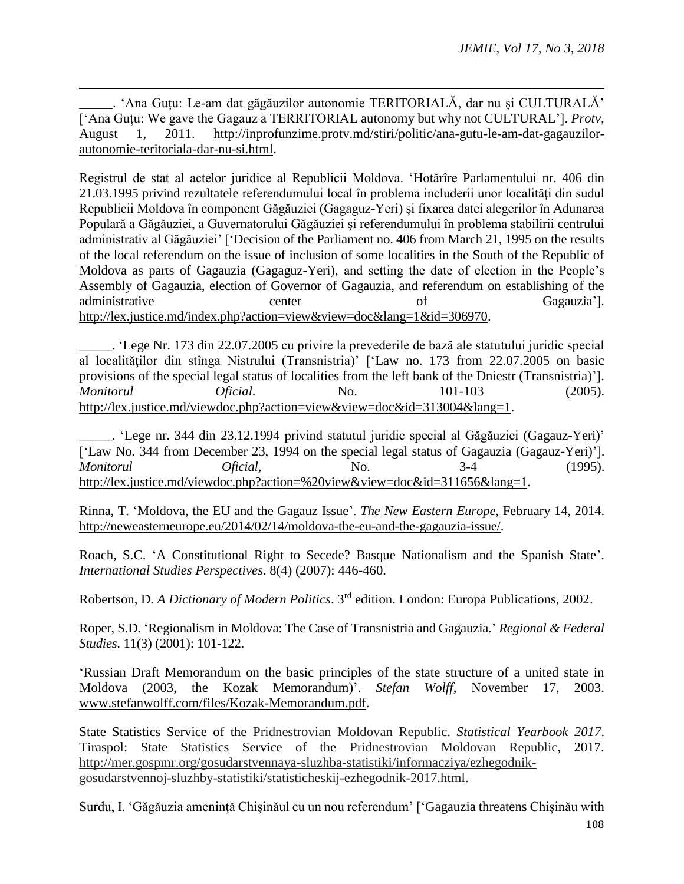_____. 'Ana Guțu: Le-am dat găgăuzilor autonomie TERITORIALĂ, dar nu și CULTURALĂ' ['Ana Guțu: We gave the Gagauz a TERRITORIAL autonomy but why not CULTURAL']. *Protv*, August 1, 2011. http://inprofunzime.protv.md/stiri/politic/ana-gutu-le-am-dat-gagauzilor-autonomie-teritoriala-dar-nu-si.html.

Registrul de stat al actelor juridice al Republicii Moldova. 'Hotărîre Parlamentului nr. 406 din 21.03.1995 privind rezultatele referendumului local în problema includerii unor localităţi din sudul Republicii Moldova în component Găgăuziei (Gagaguz-Yeri) şi fixarea datei alegerilor în Adunarea Populară a Găgăuziei, a Guvernatorului Găgăuziei şi referendumului în problema stabilirii centrului administrativ al Găgăuziei' ['Decision of the Parliament no. 406 from March 21, 1995 on the results of the local referendum on the issue of inclusion of some localities in the South of the Republic of Moldova as parts of Gagauzia (Gagaguz-Yeri), and setting the date of election in the People's Assembly of Gagauzia, election of Governor of Gagauzia, and referendum on establishing of the administrative center of Gagauzia']. http://lex.justice.md/index.php?action=view&view=doc&lang=1&id=306970.

_____. 'Lege Nr. 173 din 22.07.2005 cu privire la prevederile de bază ale statutului juridic special al localităților din stînga Nistrului (Transnistria)' ['Law no. 173 from 22.07.2005 on basic provisions of the special legal status of localities from the left bank of the Dniestr (Transnistria)']. *Monitorul Oficial*. No. 101-103 (2005). http://lex.justice.md/viewdoc.php?action=view&view=doc&id=313004&lang=1.

_____. 'Lege nr. 344 din 23.12.1994 privind statutul juridic special al Găgăuziei (Gagauz-Yeri)' ['Law No. 344 from December 23, 1994 on the special legal status of Gagauzia (Gagauz-Yeri)']. *Monitorul Oficial*, No. 3-4 (1995). http://lex.justice.md/viewdoc.php?action=%20view&view=doc&id=311656&lang=1.

Rinna, T. 'Moldova, the EU and the Gagauz Issue'. *The New Eastern Europe*, February 14, 2014. http://neweasterneurope.eu/2014/02/14/moldova-the-eu-and-the-gagauzia-issue/.

Roach, S.C. 'A Constitutional Right to Secede? Basque Nationalism and the Spanish State'. *International Studies Perspectives*. 8(4) (2007): 446-460.

Robertson, D. *A Dictionary of Modern Politics*. 3rd edition. London: Europa Publications, 2002.

Roper, S.D. 'Regionalism in Moldova: The Case of Transnistria and Gagauzia.' *Regional & Federal Studies.* 11(3) (2001): 101-122.

'Russian Draft Memorandum on the basic principles of the state structure of a united state in Moldova (2003, the Kozak Memorandum)'. *Stefan Wolff*, November 17, 2003. www.stefanwolff.com/files/Kozak-Memorandum.pdf.

State Statistics Service of the Pridnestrovian Moldovan Republic. *Statistical Yearbook 2017*. Tiraspol: State Statistics Service of the Pridnestrovian Moldovan Republic, 2017. http://mer.gospmr.org/gosudarstvennaya-sluzhba-statistiki/informacziya/ezhegodnik-gosudarstvennoj-sluzhby-statistiki/statisticheskij-ezhegodnik-2017.html.

Surdu, I. 'Găgăuzia ameninţă Chişinăul cu un nou referendum' ['Gagauzia threatens Chişinău with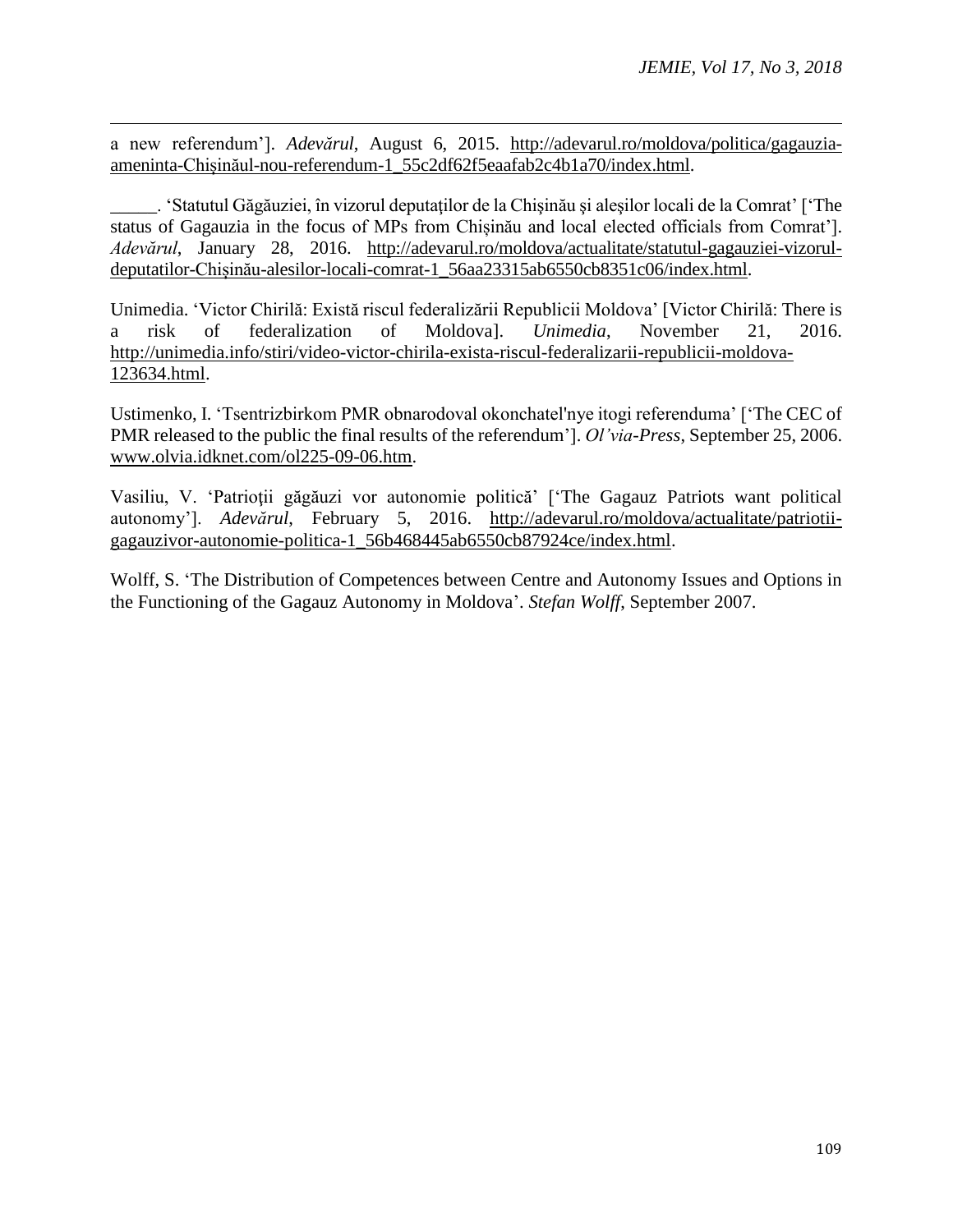a new referendum']. *Adevărul*, August 6, 2015. http://adevarul.ro/moldova/politica/gagauzia-ameninta-Chişinăul-nou-referendum-1_55c2df62f5eaafab2c4b1a70/index.html.

\_\_\_\_\_. 'Statutul Găgăuziei, în vizorul deputaţilor de la Chişinău şi aleşilor locali de la Comrat' ['The status of Gagauzia in the focus of MPs from Chișinău and local elected officials from Comrat']. *Adevărul*, January 28, 2016. http://adevarul.ro/moldova/actualitate/statutul-gagauziei-vizorul-deputatilor-Chişinău-alesilor-locali-comrat-1_56aa23315ab6550cb8351c06/index.html.

Unimedia. 'Victor Chirilă: Există riscul federalizării Republicii Moldova' [Victor Chirilă: There is a risk of federalization of Moldova]. *Unimedia*, November 21, 2016. http://unimedia.info/stiri/video-victor-chirila-exista-riscul-federalizarii-republicii-moldova-123634.html.

Ustimenko, I. 'Tsentrizbirkom PMR obnarodoval okonchatel'nye itogi referenduma' ['The CEC of PMR released to the public the final results of the referendum']. *Ol'via-Press*, September 25, 2006. www.olvia.idknet.com/ol225-09-06.htm.

Vasiliu, V. 'Patrioţii găgăuzi vor autonomie politică' ['The Gagauz Patriots want political autonomy']. *Adevărul*, February 5, 2016. http://adevarul.ro/moldova/actualitate/patriotii-gagauzivor-autonomie-politica-1_56b468445ab6550cb87924ce/index.html.

Wolff, S. 'The Distribution of Competences between Centre and Autonomy Issues and Options in the Functioning of the Gagauz Autonomy in Moldova'. *Stefan Wolff*, September 2007.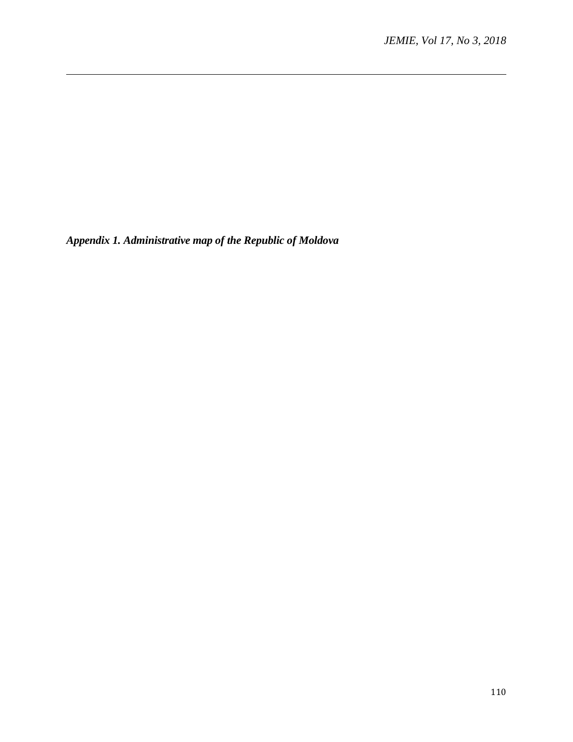***Appendix 1. Administrative map of the Republic of Moldova***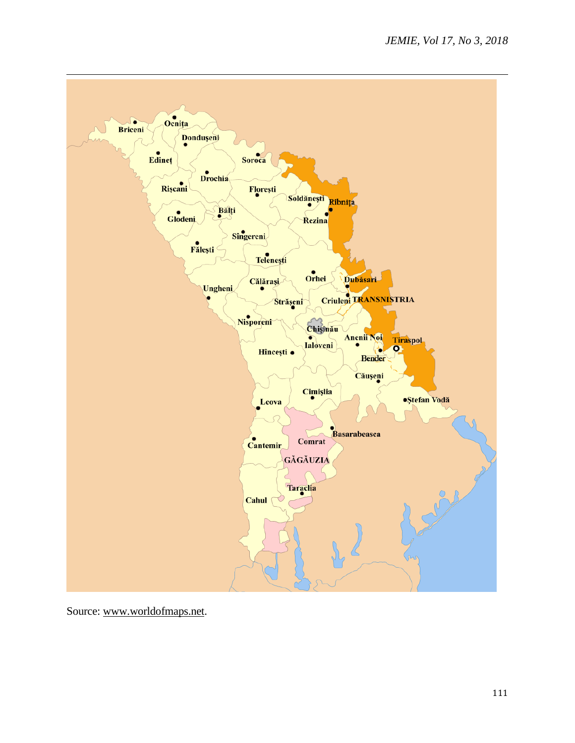Source: www.worldofmaps.net.